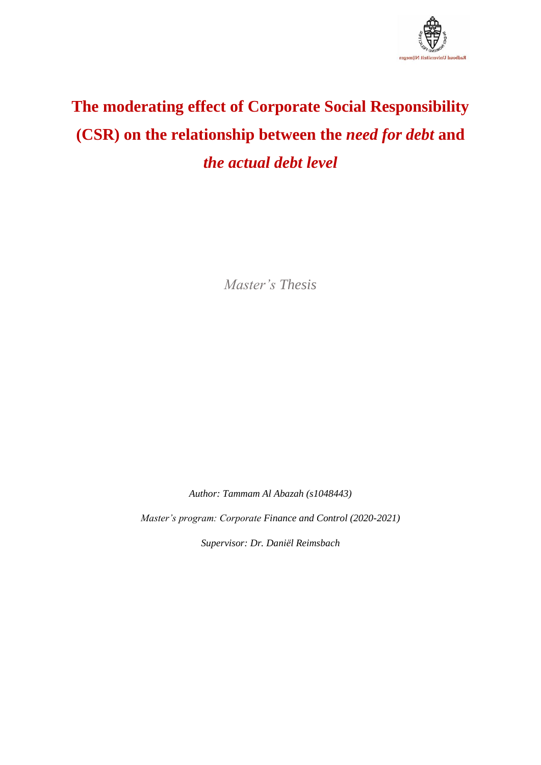# The moderating effect of Corporate Social Responsibility (CSR) on the relationship between the *need for debt* and *the actual debt level*

*Master's Thesis*

*Author: Tammam Al Abazah (s1048443)*

*Master's program: Corporate Finance and Control (2020-2021)*

*Supervisor: Dr. Daniël Reimsbach*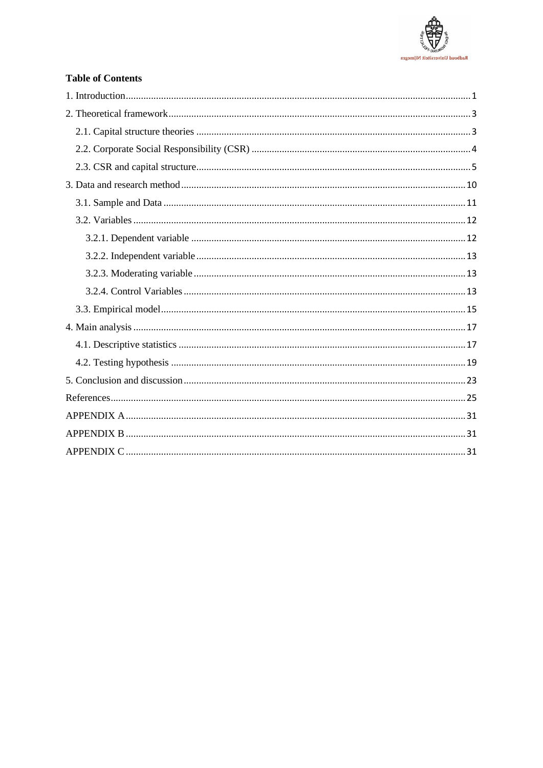**Table of Contents**

1. Introduction ........ 1
2. Theoretical framework ........ 3
    2.1. Capital structure theories ........ 3
    2.2. Corporate Social Responsibility (CSR) ........ 4
    2.3. CSR and capital structure ........ 5
3. Data and research method ........ 10
    3.1. Sample and Data ........ 11
    3.2. Variables ........ 12
        3.2.1. Dependent variable ........ 12
        3.2.2. Independent variable ........ 13
        3.2.3. Moderating variable ........ 13
        3.2.4. Control Variables ........ 13
    3.3. Empirical model ........ 15
4. Main analysis ........ 17
    4.1. Descriptive statistics ........ 17
    4.2. Testing hypothesis ........ 19
5. Conclusion and discussion ........ 23

References ........ 25

APPENDIX A ........ 31

APPENDIX B ........ 31

APPENDIX C ........ 31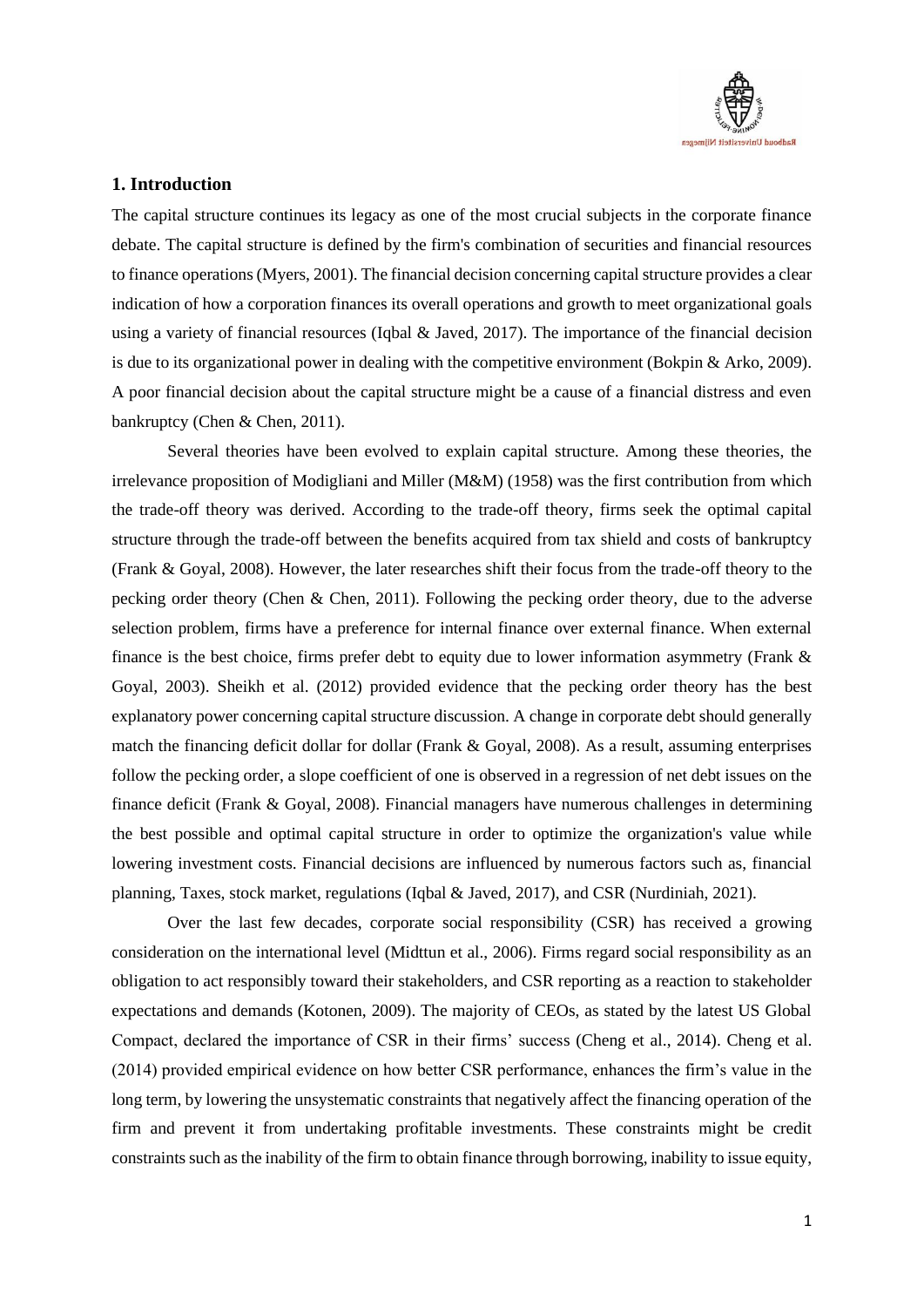## 1. Introduction

The capital structure continues its legacy as one of the most crucial subjects in the corporate finance debate. The capital structure is defined by the firm's combination of securities and financial resources to finance operations (Myers, 2001). The financial decision concerning capital structure provides a clear indication of how a corporation finances its overall operations and growth to meet organizational goals using a variety of financial resources (Iqbal & Javed, 2017). The importance of the financial decision is due to its organizational power in dealing with the competitive environment (Bokpin & Arko, 2009). A poor financial decision about the capital structure might be a cause of a financial distress and even bankruptcy (Chen & Chen, 2011).

Several theories have been evolved to explain capital structure. Among these theories, the irrelevance proposition of Modigliani and Miller (M&M) (1958) was the first contribution from which the trade-off theory was derived. According to the trade-off theory, firms seek the optimal capital structure through the trade-off between the benefits acquired from tax shield and costs of bankruptcy (Frank & Goyal, 2008). However, the later researches shift their focus from the trade-off theory to the pecking order theory (Chen & Chen, 2011). Following the pecking order theory, due to the adverse selection problem, firms have a preference for internal finance over external finance. When external finance is the best choice, firms prefer debt to equity due to lower information asymmetry (Frank & Goyal, 2003). Sheikh et al. (2012) provided evidence that the pecking order theory has the best explanatory power concerning capital structure discussion. A change in corporate debt should generally match the financing deficit dollar for dollar (Frank & Goyal, 2008). As a result, assuming enterprises follow the pecking order, a slope coefficient of one is observed in a regression of net debt issues on the finance deficit (Frank & Goyal, 2008). Financial managers have numerous challenges in determining the best possible and optimal capital structure in order to optimize the organization's value while lowering investment costs. Financial decisions are influenced by numerous factors such as, financial planning, Taxes, stock market, regulations (Iqbal & Javed, 2017), and CSR (Nurdiniah, 2021).

Over the last few decades, corporate social responsibility (CSR) has received a growing consideration on the international level (Midttun et al., 2006). Firms regard social responsibility as an obligation to act responsibly toward their stakeholders, and CSR reporting as a reaction to stakeholder expectations and demands (Kotonen, 2009). The majority of CEOs, as stated by the latest US Global Compact, declared the importance of CSR in their firms' success (Cheng et al., 2014). Cheng et al. (2014) provided empirical evidence on how better CSR performance, enhances the firm's value in the long term, by lowering the unsystematic constraints that negatively affect the financing operation of the firm and prevent it from undertaking profitable investments. These constraints might be credit constraints such as the inability of the firm to obtain finance through borrowing, inability to issue equity,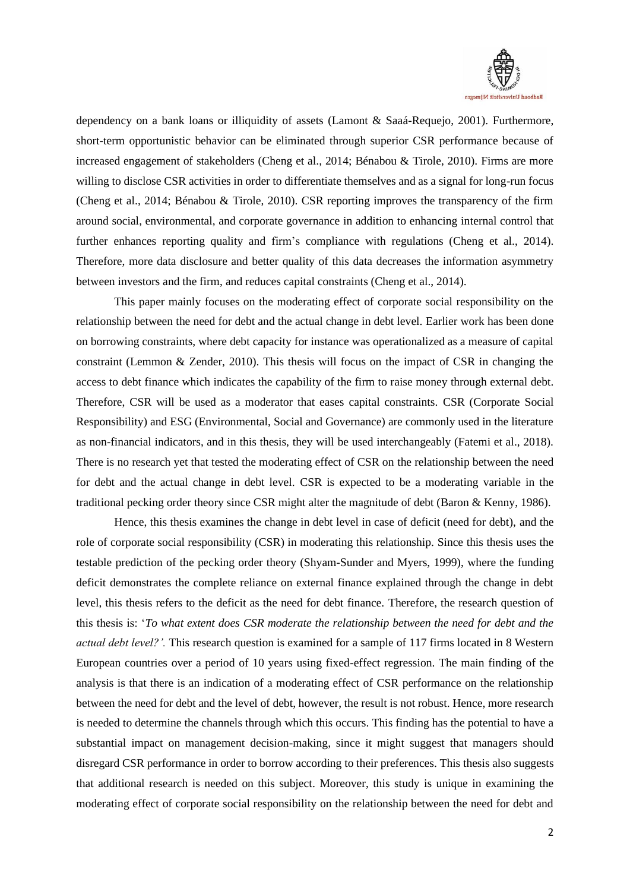dependency on a bank loans or illiquidity of assets (Lamont & Saaá-Requejo, 2001). Furthermore, short-term opportunistic behavior can be eliminated through superior CSR performance because of increased engagement of stakeholders (Cheng et al., 2014; Bénabou & Tirole, 2010). Firms are more willing to disclose CSR activities in order to differentiate themselves and as a signal for long-run focus (Cheng et al., 2014; Bénabou & Tirole, 2010). CSR reporting improves the transparency of the firm around social, environmental, and corporate governance in addition to enhancing internal control that further enhances reporting quality and firm's compliance with regulations (Cheng et al., 2014). Therefore, more data disclosure and better quality of this data decreases the information asymmetry between investors and the firm, and reduces capital constraints (Cheng et al., 2014).

This paper mainly focuses on the moderating effect of corporate social responsibility on the relationship between the need for debt and the actual change in debt level. Earlier work has been done on borrowing constraints, where debt capacity for instance was operationalized as a measure of capital constraint (Lemmon & Zender, 2010). This thesis will focus on the impact of CSR in changing the access to debt finance which indicates the capability of the firm to raise money through external debt. Therefore, CSR will be used as a moderator that eases capital constraints. CSR (Corporate Social Responsibility) and ESG (Environmental, Social and Governance) are commonly used in the literature as non-financial indicators, and in this thesis, they will be used interchangeably (Fatemi et al., 2018). There is no research yet that tested the moderating effect of CSR on the relationship between the need for debt and the actual change in debt level. CSR is expected to be a moderating variable in the traditional pecking order theory since CSR might alter the magnitude of debt (Baron & Kenny, 1986).

Hence, this thesis examines the change in debt level in case of deficit (need for debt), and the role of corporate social responsibility (CSR) in moderating this relationship. Since this thesis uses the testable prediction of the pecking order theory (Shyam-Sunder and Myers, 1999), where the funding deficit demonstrates the complete reliance on external finance explained through the change in debt level, this thesis refers to the deficit as the need for debt finance. Therefore, the research question of this thesis is: '*To what extent does CSR moderate the relationship between the need for debt and the actual debt level?'.* This research question is examined for a sample of 117 firms located in 8 Western European countries over a period of 10 years using fixed-effect regression. The main finding of the analysis is that there is an indication of a moderating effect of CSR performance on the relationship between the need for debt and the level of debt, however, the result is not robust. Hence, more research is needed to determine the channels through which this occurs. This finding has the potential to have a substantial impact on management decision-making, since it might suggest that managers should disregard CSR performance in order to borrow according to their preferences. This thesis also suggests that additional research is needed on this subject. Moreover, this study is unique in examining the moderating effect of corporate social responsibility on the relationship between the need for debt and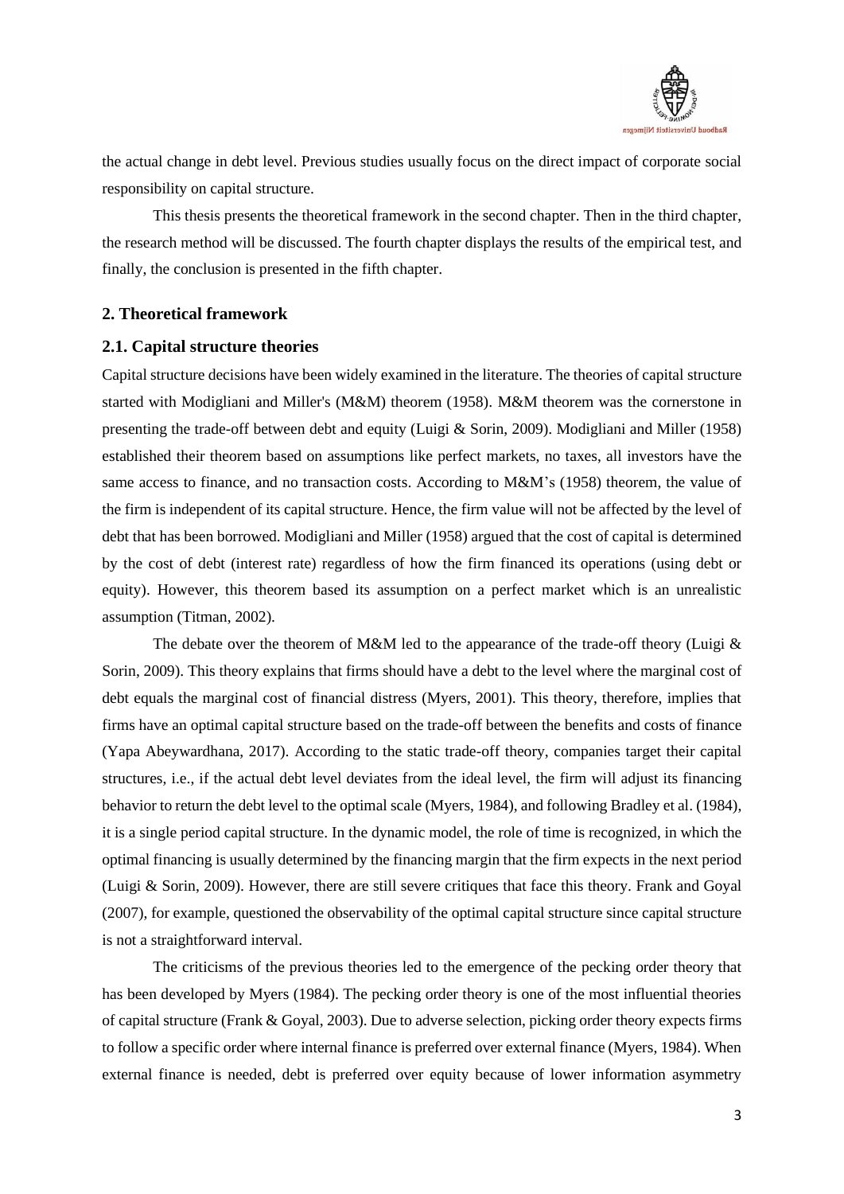the actual change in debt level. Previous studies usually focus on the direct impact of corporate social responsibility on capital structure.

This thesis presents the theoretical framework in the second chapter. Then in the third chapter, the research method will be discussed. The fourth chapter displays the results of the empirical test, and finally, the conclusion is presented in the fifth chapter.

## 2. Theoretical framework

### 2.1. Capital structure theories

Capital structure decisions have been widely examined in the literature. The theories of capital structure started with Modigliani and Miller's (M&M) theorem (1958). M&M theorem was the cornerstone in presenting the trade-off between debt and equity (Luigi & Sorin, 2009). Modigliani and Miller (1958) established their theorem based on assumptions like perfect markets, no taxes, all investors have the same access to finance, and no transaction costs. According to M&M's (1958) theorem, the value of the firm is independent of its capital structure. Hence, the firm value will not be affected by the level of debt that has been borrowed. Modigliani and Miller (1958) argued that the cost of capital is determined by the cost of debt (interest rate) regardless of how the firm financed its operations (using debt or equity). However, this theorem based its assumption on a perfect market which is an unrealistic assumption (Titman, 2002).

The debate over the theorem of M&M led to the appearance of the trade-off theory (Luigi & Sorin, 2009). This theory explains that firms should have a debt to the level where the marginal cost of debt equals the marginal cost of financial distress (Myers, 2001). This theory, therefore, implies that firms have an optimal capital structure based on the trade-off between the benefits and costs of finance (Yapa Abeywardhana, 2017). According to the static trade-off theory, companies target their capital structures, i.e., if the actual debt level deviates from the ideal level, the firm will adjust its financing behavior to return the debt level to the optimal scale (Myers, 1984), and following Bradley et al. (1984), it is a single period capital structure. In the dynamic model, the role of time is recognized, in which the optimal financing is usually determined by the financing margin that the firm expects in the next period (Luigi & Sorin, 2009). However, there are still severe critiques that face this theory. Frank and Goyal (2007), for example, questioned the observability of the optimal capital structure since capital structure is not a straightforward interval.

The criticisms of the previous theories led to the emergence of the pecking order theory that has been developed by Myers (1984). The pecking order theory is one of the most influential theories of capital structure (Frank & Goyal, 2003). Due to adverse selection, picking order theory expects firms to follow a specific order where internal finance is preferred over external finance (Myers, 1984). When external finance is needed, debt is preferred over equity because of lower information asymmetry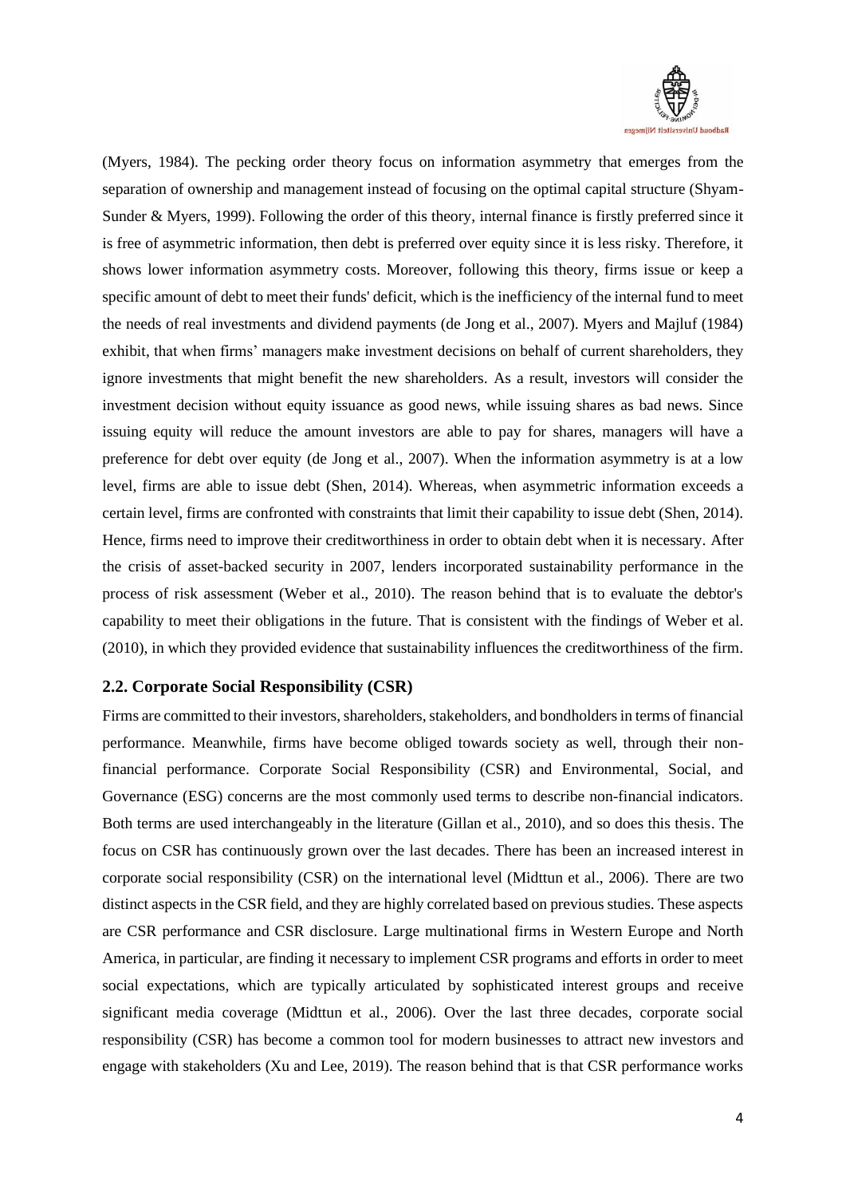(Myers, 1984). The pecking order theory focus on information asymmetry that emerges from the separation of ownership and management instead of focusing on the optimal capital structure (Shyam-Sunder & Myers, 1999). Following the order of this theory, internal finance is firstly preferred since it is free of asymmetric information, then debt is preferred over equity since it is less risky. Therefore, it shows lower information asymmetry costs. Moreover, following this theory, firms issue or keep a specific amount of debt to meet their funds' deficit, which is the inefficiency of the internal fund to meet the needs of real investments and dividend payments (de Jong et al., 2007). Myers and Majluf (1984) exhibit, that when firms' managers make investment decisions on behalf of current shareholders, they ignore investments that might benefit the new shareholders. As a result, investors will consider the investment decision without equity issuance as good news, while issuing shares as bad news. Since issuing equity will reduce the amount investors are able to pay for shares, managers will have a preference for debt over equity (de Jong et al., 2007). When the information asymmetry is at a low level, firms are able to issue debt (Shen, 2014). Whereas, when asymmetric information exceeds a certain level, firms are confronted with constraints that limit their capability to issue debt (Shen, 2014). Hence, firms need to improve their creditworthiness in order to obtain debt when it is necessary. After the crisis of asset-backed security in 2007, lenders incorporated sustainability performance in the process of risk assessment (Weber et al., 2010). The reason behind that is to evaluate the debtor's capability to meet their obligations in the future. That is consistent with the findings of Weber et al. (2010), in which they provided evidence that sustainability influences the creditworthiness of the firm.

## 2.2. Corporate Social Responsibility (CSR)

Firms are committed to their investors, shareholders, stakeholders, and bondholders in terms of financial performance. Meanwhile, firms have become obliged towards society as well, through their non-financial performance. Corporate Social Responsibility (CSR) and Environmental, Social, and Governance (ESG) concerns are the most commonly used terms to describe non-financial indicators. Both terms are used interchangeably in the literature (Gillan et al., 2010), and so does this thesis. The focus on CSR has continuously grown over the last decades. There has been an increased interest in corporate social responsibility (CSR) on the international level (Midttun et al., 2006). There are two distinct aspects in the CSR field, and they are highly correlated based on previous studies. These aspects are CSR performance and CSR disclosure. Large multinational firms in Western Europe and North America, in particular, are finding it necessary to implement CSR programs and efforts in order to meet social expectations, which are typically articulated by sophisticated interest groups and receive significant media coverage (Midttun et al., 2006). Over the last three decades, corporate social responsibility (CSR) has become a common tool for modern businesses to attract new investors and engage with stakeholders (Xu and Lee, 2019). The reason behind that is that CSR performance works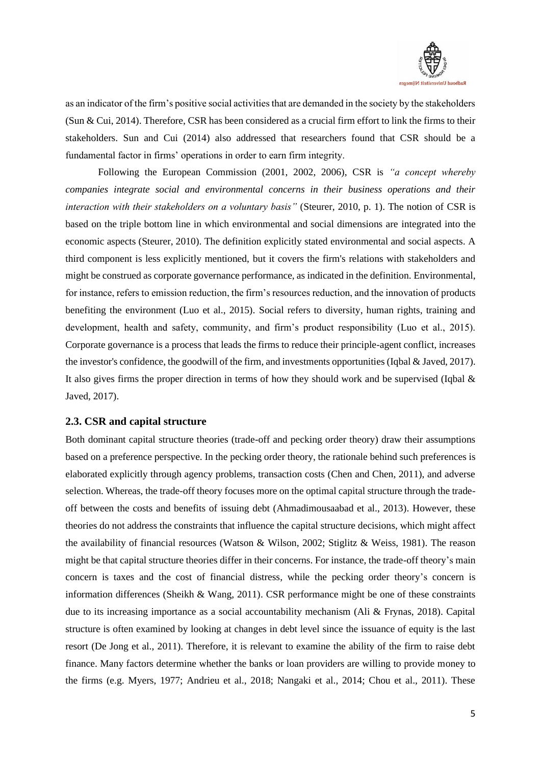as an indicator of the firm's positive social activities that are demanded in the society by the stakeholders (Sun & Cui, 2014). Therefore, CSR has been considered as a crucial firm effort to link the firms to their stakeholders. Sun and Cui (2014) also addressed that researchers found that CSR should be a fundamental factor in firms' operations in order to earn firm integrity.

Following the European Commission (2001, 2002, 2006), CSR is *"a concept whereby companies integrate social and environmental concerns in their business operations and their interaction with their stakeholders on a voluntary basis"* (Steurer, 2010, p. 1). The notion of CSR is based on the triple bottom line in which environmental and social dimensions are integrated into the economic aspects (Steurer, 2010). The definition explicitly stated environmental and social aspects. A third component is less explicitly mentioned, but it covers the firm's relations with stakeholders and might be construed as corporate governance performance, as indicated in the definition. Environmental, for instance, refers to emission reduction, the firm's resources reduction, and the innovation of products benefiting the environment (Luo et al., 2015). Social refers to diversity, human rights, training and development, health and safety, community, and firm's product responsibility (Luo et al., 2015). Corporate governance is a process that leads the firms to reduce their principle-agent conflict, increases the investor's confidence, the goodwill of the firm, and investments opportunities (Iqbal & Javed, 2017). It also gives firms the proper direction in terms of how they should work and be supervised (Iqbal & Javed, 2017).

## 2.3. CSR and capital structure

Both dominant capital structure theories (trade-off and pecking order theory) draw their assumptions based on a preference perspective. In the pecking order theory, the rationale behind such preferences is elaborated explicitly through agency problems, transaction costs (Chen and Chen, 2011), and adverse selection. Whereas, the trade-off theory focuses more on the optimal capital structure through the trade-off between the costs and benefits of issuing debt (Ahmadimousaabad et al., 2013). However, these theories do not address the constraints that influence the capital structure decisions, which might affect the availability of financial resources (Watson & Wilson, 2002; Stiglitz & Weiss, 1981). The reason might be that capital structure theories differ in their concerns. For instance, the trade-off theory's main concern is taxes and the cost of financial distress, while the pecking order theory's concern is information differences (Sheikh & Wang, 2011). CSR performance might be one of these constraints due to its increasing importance as a social accountability mechanism (Ali & Frynas, 2018). Capital structure is often examined by looking at changes in debt level since the issuance of equity is the last resort (De Jong et al., 2011). Therefore, it is relevant to examine the ability of the firm to raise debt finance. Many factors determine whether the banks or loan providers are willing to provide money to the firms (e.g. Myers, 1977; Andrieu et al., 2018; Nangaki et al., 2014; Chou et al., 2011). These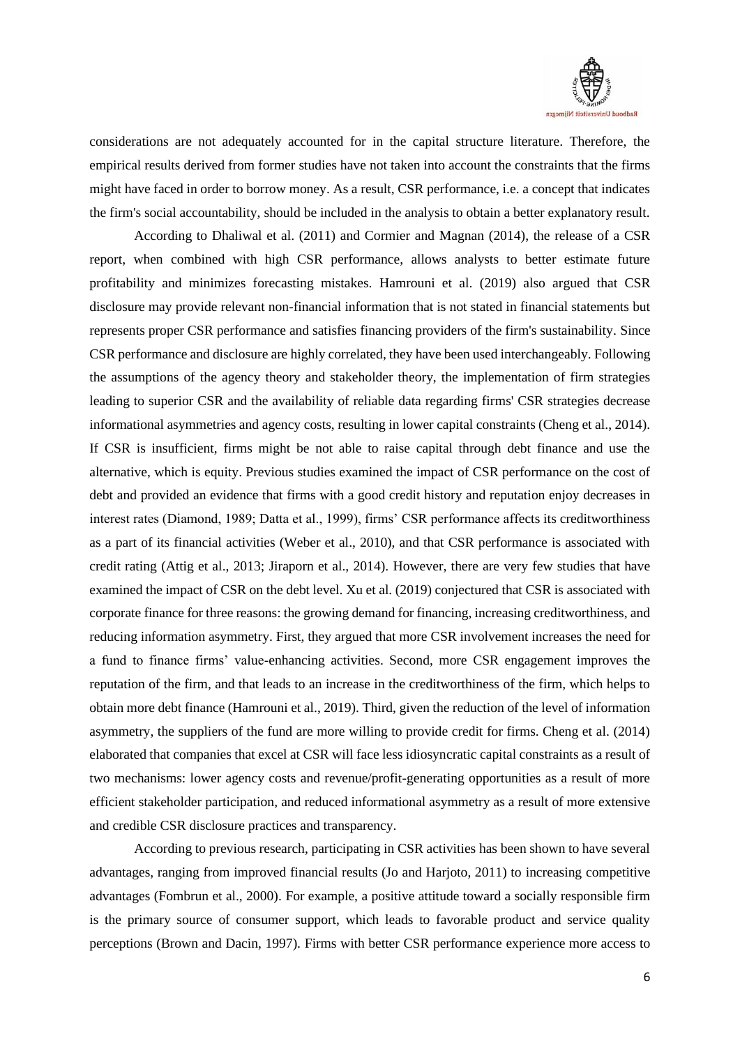considerations are not adequately accounted for in the capital structure literature. Therefore, the empirical results derived from former studies have not taken into account the constraints that the firms might have faced in order to borrow money. As a result, CSR performance, i.e. a concept that indicates the firm's social accountability, should be included in the analysis to obtain a better explanatory result.

According to Dhaliwal et al. (2011) and Cormier and Magnan (2014), the release of a CSR report, when combined with high CSR performance, allows analysts to better estimate future profitability and minimizes forecasting mistakes. Hamrouni et al. (2019) also argued that CSR disclosure may provide relevant non-financial information that is not stated in financial statements but represents proper CSR performance and satisfies financing providers of the firm's sustainability. Since CSR performance and disclosure are highly correlated, they have been used interchangeably. Following the assumptions of the agency theory and stakeholder theory, the implementation of firm strategies leading to superior CSR and the availability of reliable data regarding firms' CSR strategies decrease informational asymmetries and agency costs, resulting in lower capital constraints (Cheng et al., 2014). If CSR is insufficient, firms might be not able to raise capital through debt finance and use the alternative, which is equity. Previous studies examined the impact of CSR performance on the cost of debt and provided an evidence that firms with a good credit history and reputation enjoy decreases in interest rates (Diamond, 1989; Datta et al., 1999), firms' CSR performance affects its creditworthiness as a part of its financial activities (Weber et al., 2010), and that CSR performance is associated with credit rating (Attig et al., 2013; Jiraporn et al., 2014). However, there are very few studies that have examined the impact of CSR on the debt level. Xu et al. (2019) conjectured that CSR is associated with corporate finance for three reasons: the growing demand for financing, increasing creditworthiness, and reducing information asymmetry. First, they argued that more CSR involvement increases the need for a fund to finance firms' value-enhancing activities. Second, more CSR engagement improves the reputation of the firm, and that leads to an increase in the creditworthiness of the firm, which helps to obtain more debt finance (Hamrouni et al., 2019). Third, given the reduction of the level of information asymmetry, the suppliers of the fund are more willing to provide credit for firms. Cheng et al. (2014) elaborated that companies that excel at CSR will face less idiosyncratic capital constraints as a result of two mechanisms: lower agency costs and revenue/profit-generating opportunities as a result of more efficient stakeholder participation, and reduced informational asymmetry as a result of more extensive and credible CSR disclosure practices and transparency.

According to previous research, participating in CSR activities has been shown to have several advantages, ranging from improved financial results (Jo and Harjoto, 2011) to increasing competitive advantages (Fombrun et al., 2000). For example, a positive attitude toward a socially responsible firm is the primary source of consumer support, which leads to favorable product and service quality perceptions (Brown and Dacin, 1997). Firms with better CSR performance experience more access to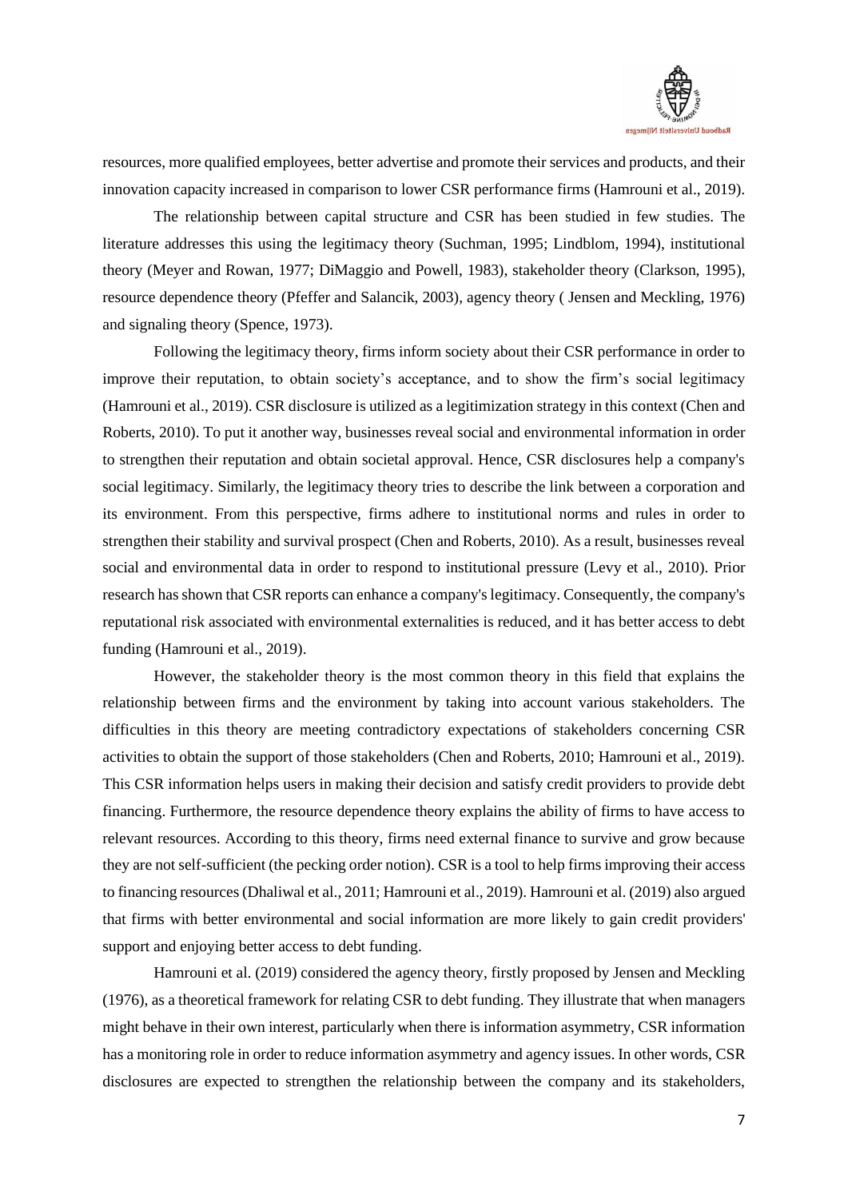resources, more qualified employees, better advertise and promote their services and products, and their innovation capacity increased in comparison to lower CSR performance firms (Hamrouni et al., 2019).

The relationship between capital structure and CSR has been studied in few studies. The literature addresses this using the legitimacy theory (Suchman, 1995; Lindblom, 1994), institutional theory (Meyer and Rowan, 1977; DiMaggio and Powell, 1983), stakeholder theory (Clarkson, 1995), resource dependence theory (Pfeffer and Salancik, 2003), agency theory ( Jensen and Meckling, 1976) and signaling theory (Spence, 1973).

Following the legitimacy theory, firms inform society about their CSR performance in order to improve their reputation, to obtain society's acceptance, and to show the firm's social legitimacy (Hamrouni et al., 2019). CSR disclosure is utilized as a legitimization strategy in this context (Chen and Roberts, 2010). To put it another way, businesses reveal social and environmental information in order to strengthen their reputation and obtain societal approval. Hence, CSR disclosures help a company's social legitimacy. Similarly, the legitimacy theory tries to describe the link between a corporation and its environment. From this perspective, firms adhere to institutional norms and rules in order to strengthen their stability and survival prospect (Chen and Roberts, 2010). As a result, businesses reveal social and environmental data in order to respond to institutional pressure (Levy et al., 2010). Prior research has shown that CSR reports can enhance a company's legitimacy. Consequently, the company's reputational risk associated with environmental externalities is reduced, and it has better access to debt funding (Hamrouni et al., 2019).

However, the stakeholder theory is the most common theory in this field that explains the relationship between firms and the environment by taking into account various stakeholders. The difficulties in this theory are meeting contradictory expectations of stakeholders concerning CSR activities to obtain the support of those stakeholders (Chen and Roberts, 2010; Hamrouni et al., 2019). This CSR information helps users in making their decision and satisfy credit providers to provide debt financing. Furthermore, the resource dependence theory explains the ability of firms to have access to relevant resources. According to this theory, firms need external finance to survive and grow because they are not self-sufficient (the pecking order notion). CSR is a tool to help firms improving their access to financing resources (Dhaliwal et al., 2011; Hamrouni et al., 2019). Hamrouni et al. (2019) also argued that firms with better environmental and social information are more likely to gain credit providers' support and enjoying better access to debt funding.

Hamrouni et al. (2019) considered the agency theory, firstly proposed by Jensen and Meckling (1976), as a theoretical framework for relating CSR to debt funding. They illustrate that when managers might behave in their own interest, particularly when there is information asymmetry, CSR information has a monitoring role in order to reduce information asymmetry and agency issues. In other words, CSR disclosures are expected to strengthen the relationship between the company and its stakeholders,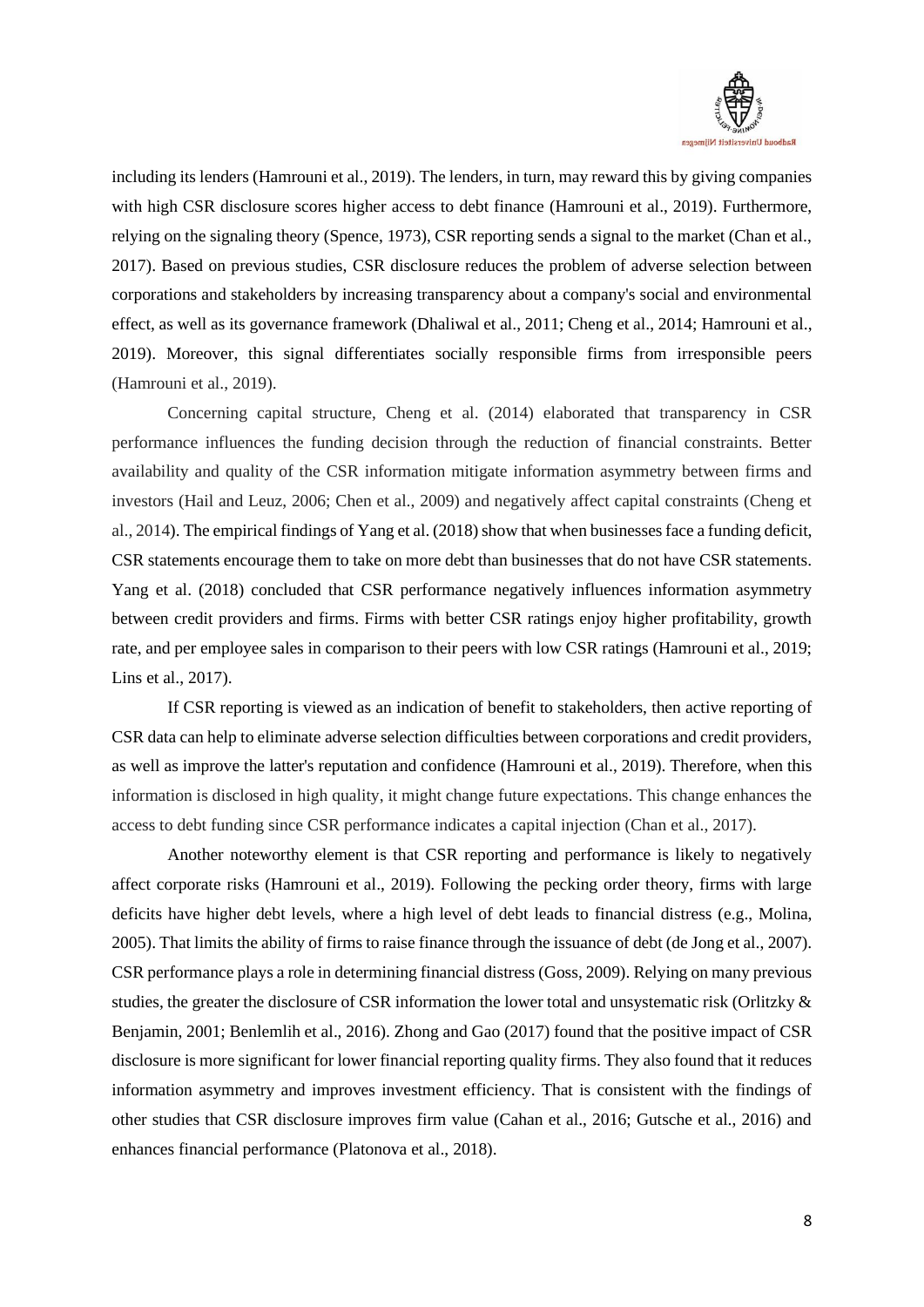including its lenders (Hamrouni et al., 2019). The lenders, in turn, may reward this by giving companies with high CSR disclosure scores higher access to debt finance (Hamrouni et al., 2019). Furthermore, relying on the signaling theory (Spence, 1973), CSR reporting sends a signal to the market (Chan et al., 2017). Based on previous studies, CSR disclosure reduces the problem of adverse selection between corporations and stakeholders by increasing transparency about a company's social and environmental effect, as well as its governance framework (Dhaliwal et al., 2011; Cheng et al., 2014; Hamrouni et al., 2019). Moreover, this signal differentiates socially responsible firms from irresponsible peers (Hamrouni et al., 2019).

Concerning capital structure, Cheng et al. (2014) elaborated that transparency in CSR performance influences the funding decision through the reduction of financial constraints. Better availability and quality of the CSR information mitigate information asymmetry between firms and investors (Hail and Leuz, 2006; Chen et al., 2009) and negatively affect capital constraints (Cheng et al., 2014). The empirical findings of Yang et al. (2018) show that when businesses face a funding deficit, CSR statements encourage them to take on more debt than businesses that do not have CSR statements. Yang et al. (2018) concluded that CSR performance negatively influences information asymmetry between credit providers and firms. Firms with better CSR ratings enjoy higher profitability, growth rate, and per employee sales in comparison to their peers with low CSR ratings (Hamrouni et al., 2019; Lins et al., 2017).

If CSR reporting is viewed as an indication of benefit to stakeholders, then active reporting of CSR data can help to eliminate adverse selection difficulties between corporations and credit providers, as well as improve the latter's reputation and confidence (Hamrouni et al., 2019). Therefore, when this information is disclosed in high quality, it might change future expectations. This change enhances the access to debt funding since CSR performance indicates a capital injection (Chan et al., 2017).

Another noteworthy element is that CSR reporting and performance is likely to negatively affect corporate risks (Hamrouni et al., 2019). Following the pecking order theory, firms with large deficits have higher debt levels, where a high level of debt leads to financial distress (e.g., Molina, 2005). That limits the ability of firms to raise finance through the issuance of debt (de Jong et al., 2007). CSR performance plays a role in determining financial distress (Goss, 2009). Relying on many previous studies, the greater the disclosure of CSR information the lower total and unsystematic risk (Orlitzky & Benjamin, 2001; Benlemlih et al., 2016). Zhong and Gao (2017) found that the positive impact of CSR disclosure is more significant for lower financial reporting quality firms. They also found that it reduces information asymmetry and improves investment efficiency. That is consistent with the findings of other studies that CSR disclosure improves firm value (Cahan et al., 2016; Gutsche et al., 2016) and enhances financial performance (Platonova et al., 2018).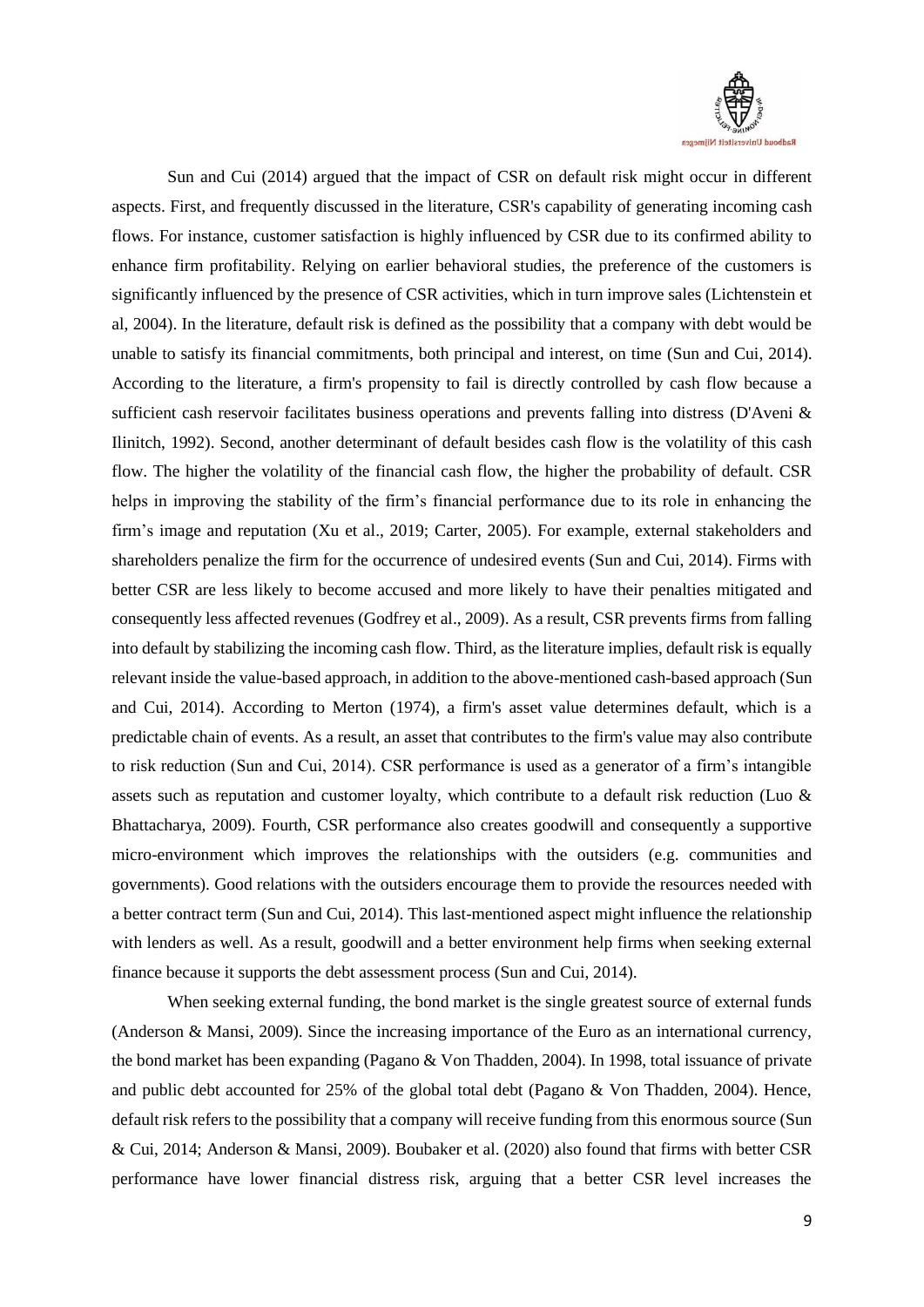Sun and Cui (2014) argued that the impact of CSR on default risk might occur in different aspects. First, and frequently discussed in the literature, CSR's capability of generating incoming cash flows. For instance, customer satisfaction is highly influenced by CSR due to its confirmed ability to enhance firm profitability. Relying on earlier behavioral studies, the preference of the customers is significantly influenced by the presence of CSR activities, which in turn improve sales (Lichtenstein et al, 2004). In the literature, default risk is defined as the possibility that a company with debt would be unable to satisfy its financial commitments, both principal and interest, on time (Sun and Cui, 2014). According to the literature, a firm's propensity to fail is directly controlled by cash flow because a sufficient cash reservoir facilitates business operations and prevents falling into distress (D'Aveni & Ilinitch, 1992). Second, another determinant of default besides cash flow is the volatility of this cash flow. The higher the volatility of the financial cash flow, the higher the probability of default. CSR helps in improving the stability of the firm's financial performance due to its role in enhancing the firm's image and reputation (Xu et al., 2019; Carter, 2005). For example, external stakeholders and shareholders penalize the firm for the occurrence of undesired events (Sun and Cui, 2014). Firms with better CSR are less likely to become accused and more likely to have their penalties mitigated and consequently less affected revenues (Godfrey et al., 2009). As a result, CSR prevents firms from falling into default by stabilizing the incoming cash flow. Third, as the literature implies, default risk is equally relevant inside the value-based approach, in addition to the above-mentioned cash-based approach (Sun and Cui, 2014). According to Merton (1974), a firm's asset value determines default, which is a predictable chain of events. As a result, an asset that contributes to the firm's value may also contribute to risk reduction (Sun and Cui, 2014). CSR performance is used as a generator of a firm's intangible assets such as reputation and customer loyalty, which contribute to a default risk reduction (Luo & Bhattacharya, 2009). Fourth, CSR performance also creates goodwill and consequently a supportive micro-environment which improves the relationships with the outsiders (e.g. communities and governments). Good relations with the outsiders encourage them to provide the resources needed with a better contract term (Sun and Cui, 2014). This last-mentioned aspect might influence the relationship with lenders as well. As a result, goodwill and a better environment help firms when seeking external finance because it supports the debt assessment process (Sun and Cui, 2014).

When seeking external funding, the bond market is the single greatest source of external funds (Anderson & Mansi, 2009). Since the increasing importance of the Euro as an international currency, the bond market has been expanding (Pagano & Von Thadden, 2004). In 1998, total issuance of private and public debt accounted for 25% of the global total debt (Pagano & Von Thadden, 2004). Hence, default risk refers to the possibility that a company will receive funding from this enormous source (Sun & Cui, 2014; Anderson & Mansi, 2009). Boubaker et al. (2020) also found that firms with better CSR performance have lower financial distress risk, arguing that a better CSR level increases the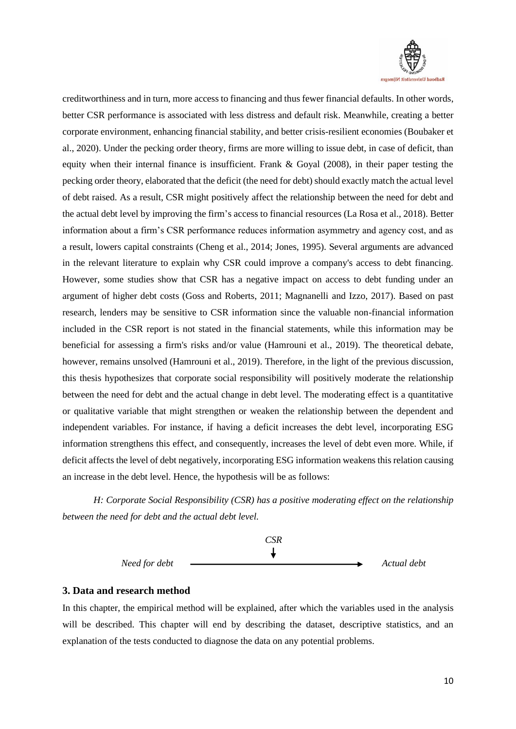creditworthiness and in turn, more access to financing and thus fewer financial defaults. In other words, better CSR performance is associated with less distress and default risk. Meanwhile, creating a better corporate environment, enhancing financial stability, and better crisis-resilient economies (Boubaker et al., 2020). Under the pecking order theory, firms are more willing to issue debt, in case of deficit, than equity when their internal finance is insufficient. Frank & Goyal (2008), in their paper testing the pecking order theory, elaborated that the deficit (the need for debt) should exactly match the actual level of debt raised. As a result, CSR might positively affect the relationship between the need for debt and the actual debt level by improving the firm's access to financial resources (La Rosa et al., 2018). Better information about a firm's CSR performance reduces information asymmetry and agency cost, and as a result, lowers capital constraints (Cheng et al., 2014; Jones, 1995). Several arguments are advanced in the relevant literature to explain why CSR could improve a company's access to debt financing. However, some studies show that CSR has a negative impact on access to debt funding under an argument of higher debt costs (Goss and Roberts, 2011; Magnanelli and Izzo, 2017). Based on past research, lenders may be sensitive to CSR information since the valuable non-financial information included in the CSR report is not stated in the financial statements, while this information may be beneficial for assessing a firm's risks and/or value (Hamrouni et al., 2019). The theoretical debate, however, remains unsolved (Hamrouni et al., 2019). Therefore, in the light of the previous discussion, this thesis hypothesizes that corporate social responsibility will positively moderate the relationship between the need for debt and the actual change in debt level. The moderating effect is a quantitative or qualitative variable that might strengthen or weaken the relationship between the dependent and independent variables. For instance, if having a deficit increases the debt level, incorporating ESG information strengthens this effect, and consequently, increases the level of debt even more. While, if deficit affects the level of debt negatively, incorporating ESG information weakens this relation causing an increase in the debt level. Hence, the hypothesis will be as follows:

*H: Corporate Social Responsibility (CSR) has a positive moderating effect on the relationship between the need for debt and the actual debt level.*

*CSR*

*Need for debt* → *Actual debt*

## 3. Data and research method

In this chapter, the empirical method will be explained, after which the variables used in the analysis will be described. This chapter will end by describing the dataset, descriptive statistics, and an explanation of the tests conducted to diagnose the data on any potential problems.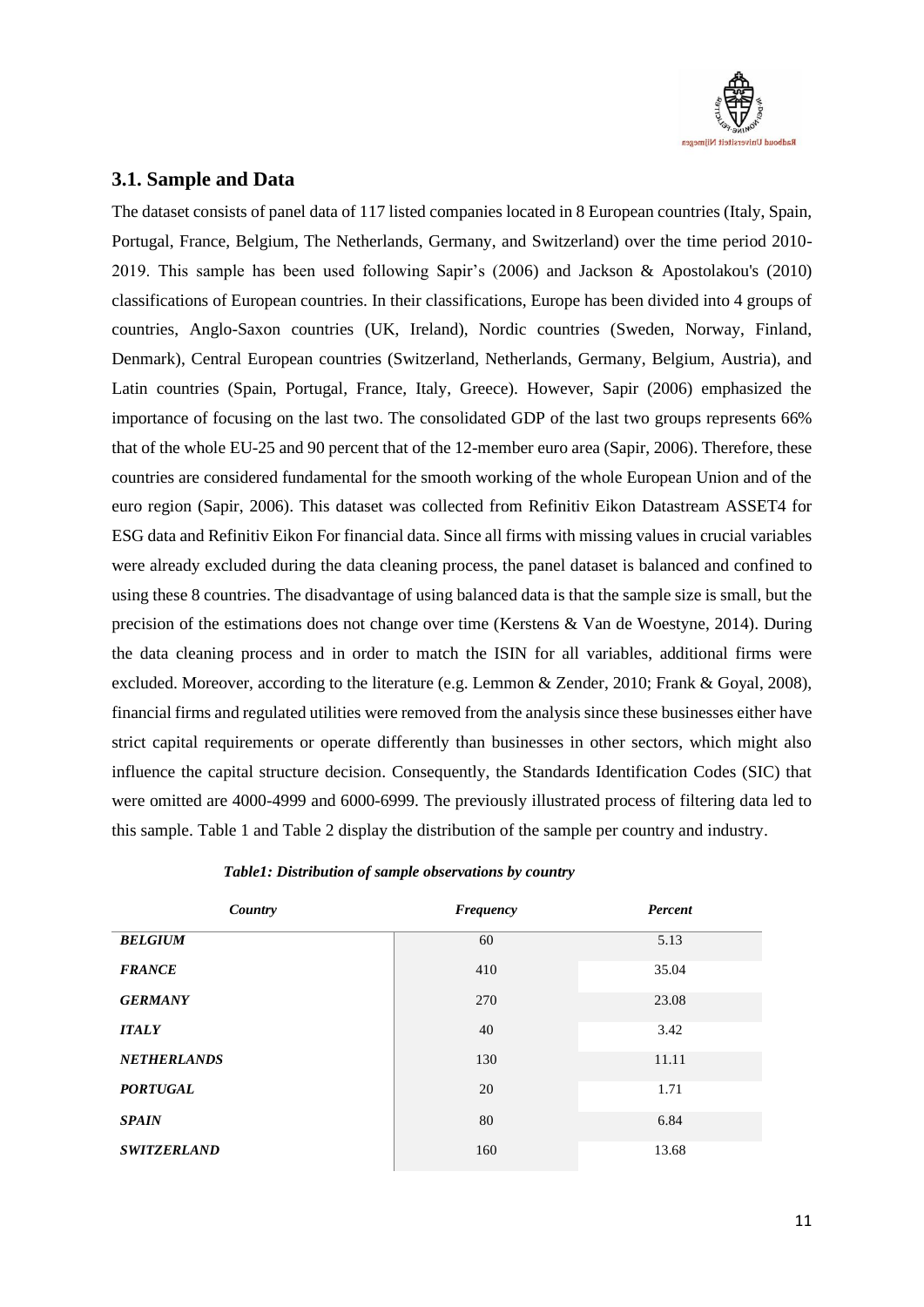## 3.1. Sample and Data

The dataset consists of panel data of 117 listed companies located in 8 European countries (Italy, Spain, Portugal, France, Belgium, The Netherlands, Germany, and Switzerland) over the time period 2010-2019. This sample has been used following Sapir's (2006) and Jackson & Apostolakou's (2010) classifications of European countries. In their classifications, Europe has been divided into 4 groups of countries, Anglo-Saxon countries (UK, Ireland), Nordic countries (Sweden, Norway, Finland, Denmark), Central European countries (Switzerland, Netherlands, Germany, Belgium, Austria), and Latin countries (Spain, Portugal, France, Italy, Greece). However, Sapir (2006) emphasized the importance of focusing on the last two. The consolidated GDP of the last two groups represents 66% that of the whole EU-25 and 90 percent that of the 12-member euro area (Sapir, 2006). Therefore, these countries are considered fundamental for the smooth working of the whole European Union and of the euro region (Sapir, 2006). This dataset was collected from Refinitiv Eikon Datastream ASSET4 for ESG data and Refinitiv Eikon For financial data. Since all firms with missing values in crucial variables were already excluded during the data cleaning process, the panel dataset is balanced and confined to using these 8 countries. The disadvantage of using balanced data is that the sample size is small, but the precision of the estimations does not change over time (Kerstens & Van de Woestyne, 2014). During the data cleaning process and in order to match the ISIN for all variables, additional firms were excluded. Moreover, according to the literature (e.g. Lemmon & Zender, 2010; Frank & Goyal, 2008), financial firms and regulated utilities were removed from the analysis since these businesses either have strict capital requirements or operate differently than businesses in other sectors, which might also influence the capital structure decision. Consequently, the Standards Identification Codes (SIC) that were omitted are 4000-4999 and 6000-6999. The previously illustrated process of filtering data led to this sample. Table 1 and Table 2 display the distribution of the sample per country and industry.

***Table1: Distribution of sample observations by country***

| *Country* | *Frequency* | *Percent* |
|---|---|---|
| ***BELGIUM*** | 60 | 5.13 |
| ***FRANCE*** | 410 | 35.04 |
| ***GERMANY*** | 270 | 23.08 |
| ***ITALY*** | 40 | 3.42 |
| ***NETHERLANDS*** | 130 | 11.11 |
| ***PORTUGAL*** | 20 | 1.71 |
| ***SPAIN*** | 80 | 6.84 |
| ***SWITZERLAND*** | 160 | 13.68 |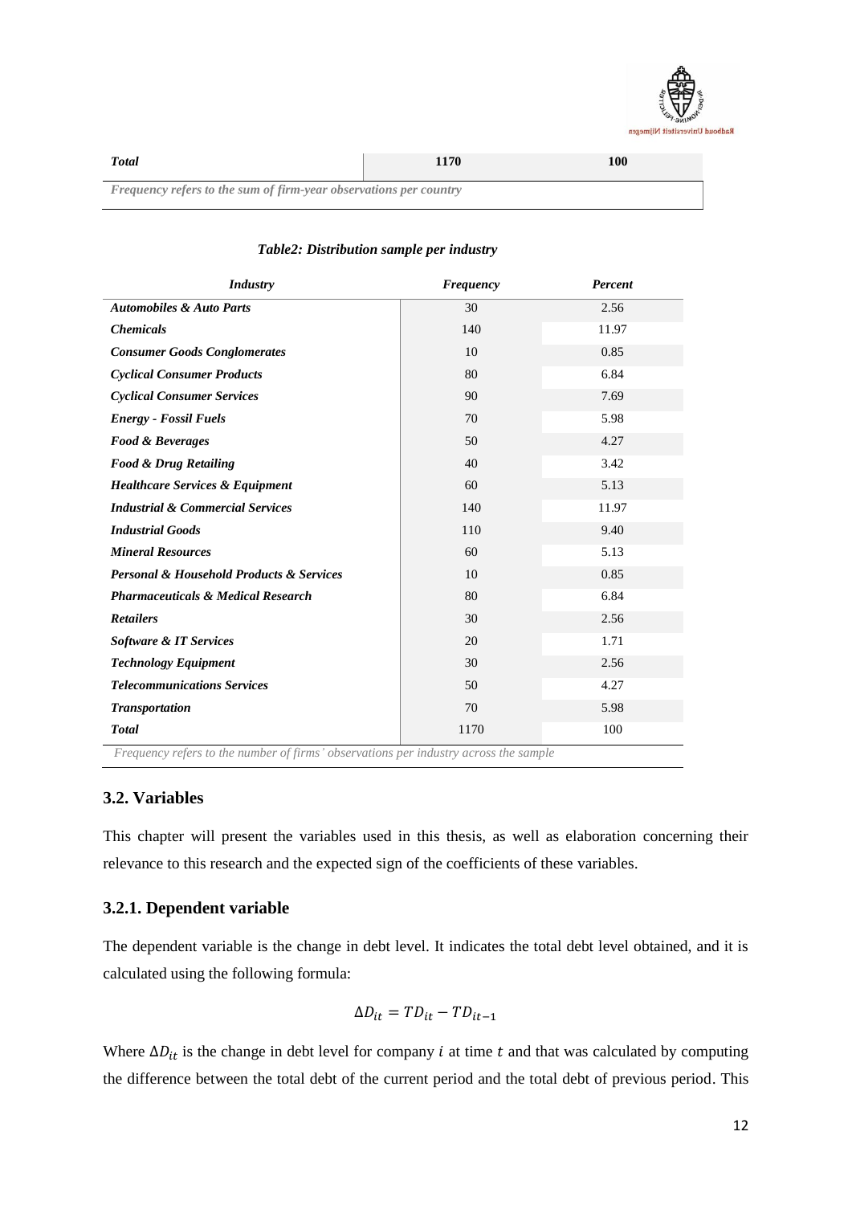| *Total* | **1170** | **100** |
|---|---|---|

*Frequency refers to the sum of firm-year observations per country*

***Table2: Distribution sample per industry***

| *Industry* | *Frequency* | *Percent* |
|---|---|---|
| ***Automobiles & Auto Parts*** | 30 | 2.56 |
| ***Chemicals*** | 140 | 11.97 |
| ***Consumer Goods Conglomerates*** | 10 | 0.85 |
| ***Cyclical Consumer Products*** | 80 | 6.84 |
| ***Cyclical Consumer Services*** | 90 | 7.69 |
| ***Energy - Fossil Fuels*** | 70 | 5.98 |
| ***Food & Beverages*** | 50 | 4.27 |
| ***Food & Drug Retailing*** | 40 | 3.42 |
| ***Healthcare Services & Equipment*** | 60 | 5.13 |
| ***Industrial & Commercial Services*** | 140 | 11.97 |
| ***Industrial Goods*** | 110 | 9.40 |
| ***Mineral Resources*** | 60 | 5.13 |
| ***Personal & Household Products & Services*** | 10 | 0.85 |
| ***Pharmaceuticals & Medical Research*** | 80 | 6.84 |
| ***Retailers*** | 30 | 2.56 |
| ***Software & IT Services*** | 20 | 1.71 |
| ***Technology Equipment*** | 30 | 2.56 |
| ***Telecommunications Services*** | 50 | 4.27 |
| ***Transportation*** | 70 | 5.98 |
| ***Total*** | 1170 | 100 |

*Frequency refers to the number of firms' observations per industry across the sample*

### 3.2. Variables

This chapter will present the variables used in this thesis, as well as elaboration concerning their relevance to this research and the expected sign of the coefficients of these variables.

### 3.2.1. Dependent variable

The dependent variable is the change in debt level. It indicates the total debt level obtained, and it is calculated using the following formula:

$$\Delta D_{it} = TD_{it} - TD_{it-1}$$

Where $\Delta D_{it}$ is the change in debt level for company $i$ at time $t$ and that was calculated by computing the difference between the total debt of the current period and the total debt of previous period. This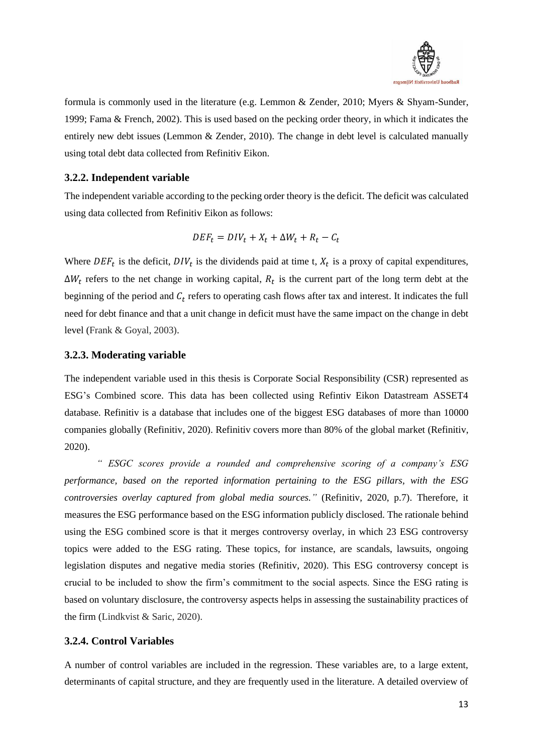formula is commonly used in the literature (e.g. Lemmon & Zender, 2010; Myers & Shyam-Sunder, 1999; Fama & French, 2002). This is used based on the pecking order theory, in which it indicates the entirely new debt issues (Lemmon & Zender, 2010). The change in debt level is calculated manually using total debt data collected from Refinitiv Eikon.

### 3.2.2. Independent variable

The independent variable according to the pecking order theory is the deficit. The deficit was calculated using data collected from Refinitiv Eikon as follows:

$$DEF_t = DIV_t + X_t + \Delta W_t + R_t - C_t$$

Where $DEF_t$ is the deficit, $DIV_t$ is the dividends paid at time t, $X_t$ is a proxy of capital expenditures, $\Delta W_t$ refers to the net change in working capital, $R_t$ is the current part of the long term debt at the beginning of the period and $C_t$ refers to operating cash flows after tax and interest. It indicates the full need for debt finance and that a unit change in deficit must have the same impact on the change in debt level (Frank & Goyal, 2003).

### 3.2.3. Moderating variable

The independent variable used in this thesis is Corporate Social Responsibility (CSR) represented as ESG's Combined score. This data has been collected using Refintiv Eikon Datastream ASSET4 database. Refinitiv is a database that includes one of the biggest ESG databases of more than 10000 companies globally (Refinitiv, 2020). Refinitiv covers more than 80% of the global market (Refinitiv, 2020).

*" ESGC scores provide a rounded and comprehensive scoring of a company's ESG performance, based on the reported information pertaining to the ESG pillars, with the ESG controversies overlay captured from global media sources."* (Refinitiv, 2020, p.7). Therefore, it measures the ESG performance based on the ESG information publicly disclosed. The rationale behind using the ESG combined score is that it merges controversy overlay, in which 23 ESG controversy topics were added to the ESG rating. These topics, for instance, are scandals, lawsuits, ongoing legislation disputes and negative media stories (Refinitiv, 2020). This ESG controversy concept is crucial to be included to show the firm's commitment to the social aspects. Since the ESG rating is based on voluntary disclosure, the controversy aspects helps in assessing the sustainability practices of the firm (Lindkvist & Saric, 2020).

### 3.2.4. Control Variables

A number of control variables are included in the regression. These variables are, to a large extent, determinants of capital structure, and they are frequently used in the literature. A detailed overview of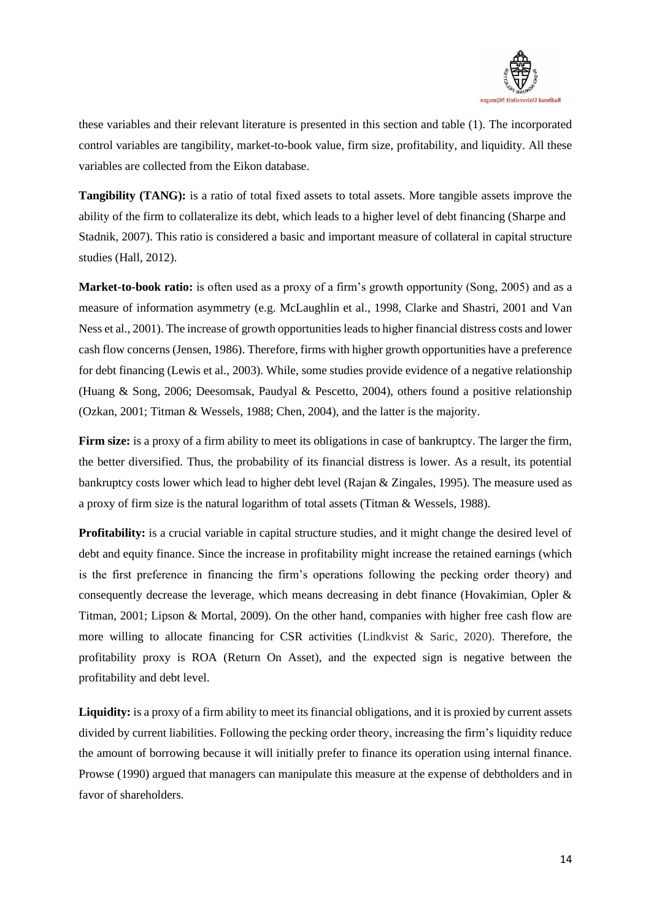these variables and their relevant literature is presented in this section and table (1). The incorporated control variables are tangibility, market-to-book value, firm size, profitability, and liquidity. All these variables are collected from the Eikon database.

**Tangibility (TANG):** is a ratio of total fixed assets to total assets. More tangible assets improve the ability of the firm to collateralize its debt, which leads to a higher level of debt financing (Sharpe and Stadnik, 2007). This ratio is considered a basic and important measure of collateral in capital structure studies (Hall, 2012).

**Market-to-book ratio:** is often used as a proxy of a firm's growth opportunity (Song, 2005) and as a measure of information asymmetry (e.g. McLaughlin et al., 1998, Clarke and Shastri, 2001 and Van Ness et al., 2001). The increase of growth opportunities leads to higher financial distress costs and lower cash flow concerns (Jensen, 1986). Therefore, firms with higher growth opportunities have a preference for debt financing (Lewis et al., 2003). While, some studies provide evidence of a negative relationship (Huang & Song, 2006; Deesomsak, Paudyal & Pescetto, 2004), others found a positive relationship (Ozkan, 2001; Titman & Wessels, 1988; Chen, 2004), and the latter is the majority.

**Firm size:** is a proxy of a firm ability to meet its obligations in case of bankruptcy. The larger the firm, the better diversified. Thus, the probability of its financial distress is lower. As a result, its potential bankruptcy costs lower which lead to higher debt level (Rajan & Zingales, 1995). The measure used as a proxy of firm size is the natural logarithm of total assets (Titman & Wessels, 1988).

**Profitability:** is a crucial variable in capital structure studies, and it might change the desired level of debt and equity finance. Since the increase in profitability might increase the retained earnings (which is the first preference in financing the firm's operations following the pecking order theory) and consequently decrease the leverage, which means decreasing in debt finance (Hovakimian, Opler & Titman, 2001; Lipson & Mortal, 2009). On the other hand, companies with higher free cash flow are more willing to allocate financing for CSR activities (Lindkvist & Saric, 2020). Therefore, the profitability proxy is ROA (Return On Asset), and the expected sign is negative between the profitability and debt level.

**Liquidity:** is a proxy of a firm ability to meet its financial obligations, and it is proxied by current assets divided by current liabilities. Following the pecking order theory, increasing the firm's liquidity reduce the amount of borrowing because it will initially prefer to finance its operation using internal finance. Prowse (1990) argued that managers can manipulate this measure at the expense of debtholders and in favor of shareholders.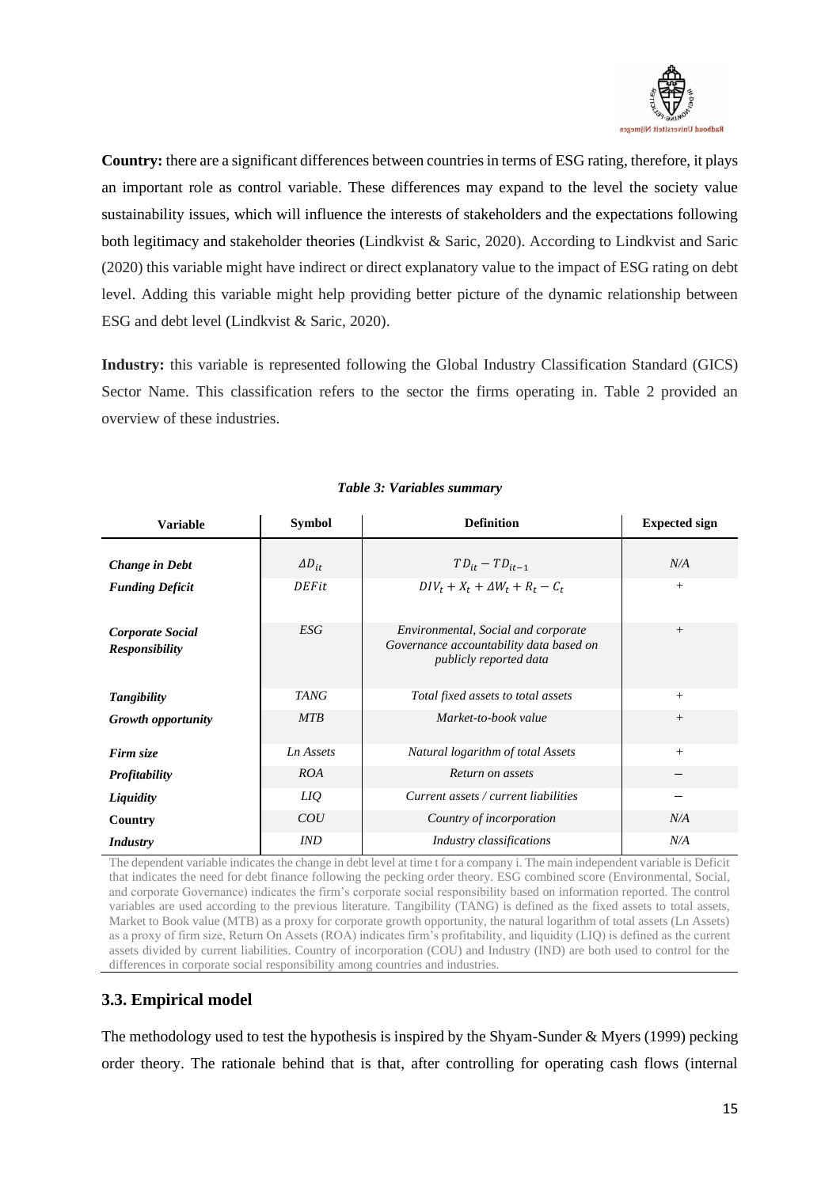**Country:** there are a significant differences between countries in terms of ESG rating, therefore, it plays an important role as control variable. These differences may expand to the level the society value sustainability issues, which will influence the interests of stakeholders and the expectations following both legitimacy and stakeholder theories (Lindkvist & Saric, 2020). According to Lindkvist and Saric (2020) this variable might have indirect or direct explanatory value to the impact of ESG rating on debt level. Adding this variable might help providing better picture of the dynamic relationship between ESG and debt level (Lindkvist & Saric, 2020).

**Industry:** this variable is represented following the Global Industry Classification Standard (GICS) Sector Name. This classification refers to the sector the firms operating in. Table 2 provided an overview of these industries.

***Table 3: Variables summary***

| Variable | Symbol | Definition | Expected sign |
|---|---|---|---|
| ***Change in Debt*** | $\Delta D_{it}$ | $TD_{it} - TD_{it-1}$ | *N/A* |
| ***Funding Deficit*** | $DEFit$ | $DIV_t + X_t + \Delta W_t + R_t - C_t$ | + |
| ***Corporate Social Responsibility*** | *ESG* | *Environmental, Social and corporate Governance accountability data based on publicly reported data* | + |
| ***Tangibility*** | *TANG* | *Total fixed assets to total assets* | + |
| ***Growth opportunity*** | *MTB* | *Market-to-book value* | + |
| ***Firm size*** | *Ln Assets* | *Natural logarithm of total Assets* | + |
| ***Profitability*** | *ROA* | *Return on assets* | − |
| ***Liquidity*** | *LIQ* | *Current assets / current liabilities* | − |
| **Country** | *COU* | *Country of incorporation* | *N/A* |
| ***Industry*** | *IND* | *Industry classifications* | *N/A* |

The dependent variable indicates the change in debt level at time t for a company i. The main independent variable is Deficit that indicates the need for debt finance following the pecking order theory. ESG combined score (Environmental, Social, and corporate Governance) indicates the firm's corporate social responsibility based on information reported. The control variables are used according to the previous literature. Tangibility (TANG) is defined as the fixed assets to total assets, Market to Book value (MTB) as a proxy for corporate growth opportunity, the natural logarithm of total assets (Ln Assets) as a proxy of firm size, Return On Assets (ROA) indicates firm's profitability, and liquidity (LIQ) is defined as the current assets divided by current liabilities. Country of incorporation (COU) and Industry (IND) are both used to control for the differences in corporate social responsibility among countries and industries.

### 3.3. Empirical model

The methodology used to test the hypothesis is inspired by the Shyam-Sunder & Myers (1999) pecking order theory. The rationale behind that is that, after controlling for operating cash flows (internal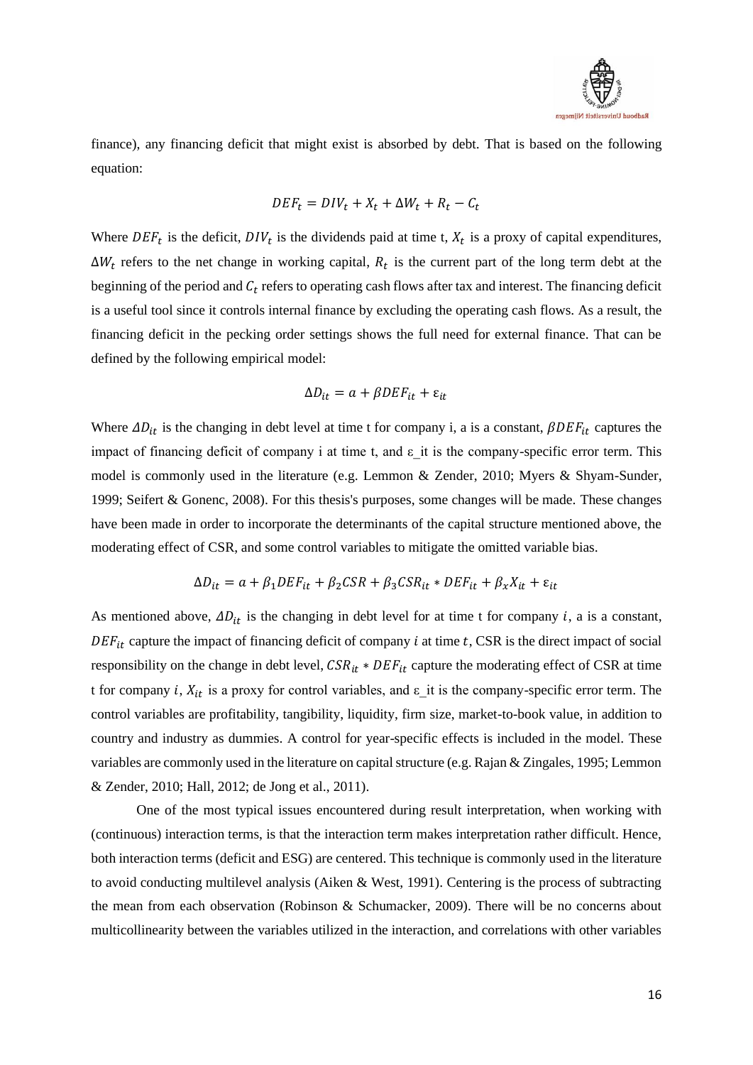finance), any financing deficit that might exist is absorbed by debt. That is based on the following equation:

$$DEF_t = DIV_t + X_t + \Delta W_t + R_t - C_t$$

Where $DEF_t$ is the deficit, $DIV_t$ is the dividends paid at time t, $X_t$ is a proxy of capital expenditures, $\Delta W_t$ refers to the net change in working capital, $R_t$ is the current part of the long term debt at the beginning of the period and $C_t$ refers to operating cash flows after tax and interest. The financing deficit is a useful tool since it controls internal finance by excluding the operating cash flows. As a result, the financing deficit in the pecking order settings shows the full need for external finance. That can be defined by the following empirical model:

$$\Delta D_{it} = a + \beta DEF_{it} + \varepsilon_{it}$$

Where $\Delta D_{it}$ is the changing in debt level at time t for company i, a is a constant, $\beta DEF_{it}$ captures the impact of financing deficit of company i at time t, and ε_it is the company-specific error term. This model is commonly used in the literature (e.g. Lemmon & Zender, 2010; Myers & Shyam-Sunder, 1999; Seifert & Gonenc, 2008). For this thesis's purposes, some changes will be made. These changes have been made in order to incorporate the determinants of the capital structure mentioned above, the moderating effect of CSR, and some control variables to mitigate the omitted variable bias.

$$\Delta D_{it} = a + \beta_1 DEF_{it} + \beta_2 CSR + \beta_3 CSR_{it} * DEF_{it} + \beta_x X_{it} + \varepsilon_{it}$$

As mentioned above, $\Delta D_{it}$ is the changing in debt level for at time t for company $i$, a is a constant, $DEF_{it}$ capture the impact of financing deficit of company $i$ at time $t$, CSR is the direct impact of social responsibility on the change in debt level, $CSR_{it} * DEF_{it}$ capture the moderating effect of CSR at time t for company $i$, $X_{it}$ is a proxy for control variables, and ε_it is the company-specific error term. The control variables are profitability, tangibility, liquidity, firm size, market-to-book value, in addition to country and industry as dummies. A control for year-specific effects is included in the model. These variables are commonly used in the literature on capital structure (e.g. Rajan & Zingales, 1995; Lemmon & Zender, 2010; Hall, 2012; de Jong et al., 2011).

One of the most typical issues encountered during result interpretation, when working with (continuous) interaction terms, is that the interaction term makes interpretation rather difficult. Hence, both interaction terms (deficit and ESG) are centered. This technique is commonly used in the literature to avoid conducting multilevel analysis (Aiken & West, 1991). Centering is the process of subtracting the mean from each observation (Robinson & Schumacker, 2009). There will be no concerns about multicollinearity between the variables utilized in the interaction, and correlations with other variables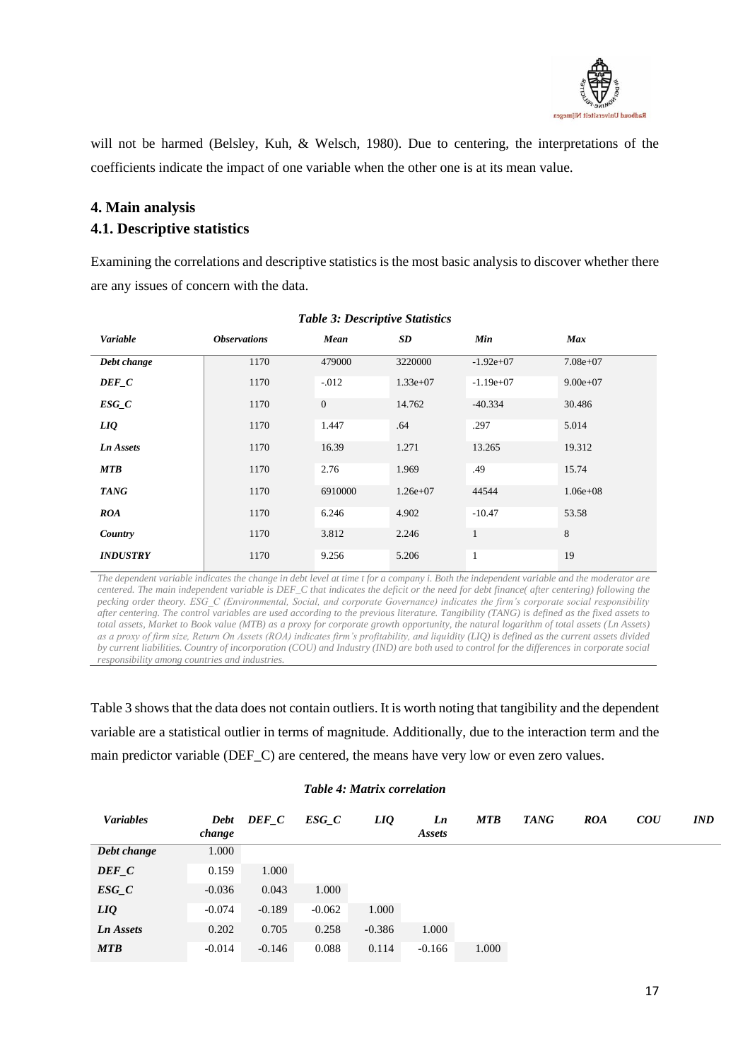will not be harmed (Belsley, Kuh, & Welsch, 1980). Due to centering, the interpretations of the coefficients indicate the impact of one variable when the other one is at its mean value.

## 4. Main analysis

### 4.1. Descriptive statistics

Examining the correlations and descriptive statistics is the most basic analysis to discover whether there are any issues of concern with the data.

***Table 3: Descriptive Statistics***

| *Variable* | *Observations* | *Mean* | *SD* | *Min* | *Max* |
|---|---|---|---|---|---|
| ***Debt change*** | 1170 | 479000 | 3220000 | -1.92e+07 | 7.08e+07 |
| ***DEF_C*** | 1170 | -.012 | 1.33e+07 | -1.19e+07 | 9.00e+07 |
| ***ESG_C*** | 1170 | 0 | 14.762 | -40.334 | 30.486 |
| ***LIQ*** | 1170 | 1.447 | .64 | .297 | 5.014 |
| ***Ln Assets*** | 1170 | 16.39 | 1.271 | 13.265 | 19.312 |
| ***MTB*** | 1170 | 2.76 | 1.969 | .49 | 15.74 |
| ***TANG*** | 1170 | 6910000 | 1.26e+07 | 44544 | 1.06e+08 |
| ***ROA*** | 1170 | 6.246 | 4.902 | -10.47 | 53.58 |
| ***Country*** | 1170 | 3.812 | 2.246 | 1 | 8 |
| ***INDUSTRY*** | 1170 | 9.256 | 5.206 | 1 | 19 |

*The dependent variable indicates the change in debt level at time t for a company i. Both the independent variable and the moderator are centered. The main independent variable is DEF_C that indicates the deficit or the need for debt finance( after centering) following the pecking order theory. ESG_C (Environmental, Social, and corporate Governance) indicates the firm's corporate social responsibility after centering. The control variables are used according to the previous literature. Tangibility (TANG) is defined as the fixed assets to total assets, Market to Book value (MTB) as a proxy for corporate growth opportunity, the natural logarithm of total assets (Ln Assets) as a proxy of firm size, Return On Assets (ROA) indicates firm's profitability, and liquidity (LIQ) is defined as the current assets divided by current liabilities. Country of incorporation (COU) and Industry (IND) are both used to control for the differences in corporate social responsibility among countries and industries.*

Table 3 shows that the data does not contain outliers. It is worth noting that tangibility and the dependent variable are a statistical outlier in terms of magnitude. Additionally, due to the interaction term and the main predictor variable (DEF_C) are centered, the means have very low or even zero values.

***Table 4: Matrix correlation***

| *Variables* | *Debt change* | *DEF_C* | *ESG_C* | *LIQ* | *Ln Assets* | *MTB* | *TANG* | *ROA* | *COU* | *IND* |
|---|---|---|---|---|---|---|---|---|---|---|
| ***Debt change*** | 1.000 | | | | | | | | | |
| ***DEF_C*** | 0.159 | 1.000 | | | | | | | | |
| ***ESG_C*** | -0.036 | 0.043 | 1.000 | | | | | | | |
| ***LIQ*** | -0.074 | -0.189 | -0.062 | 1.000 | | | | | | |
| ***Ln Assets*** | 0.202 | 0.705 | 0.258 | -0.386 | 1.000 | | | | | |
| ***MTB*** | -0.014 | -0.146 | 0.088 | 0.114 | -0.166 | 1.000 | | | | |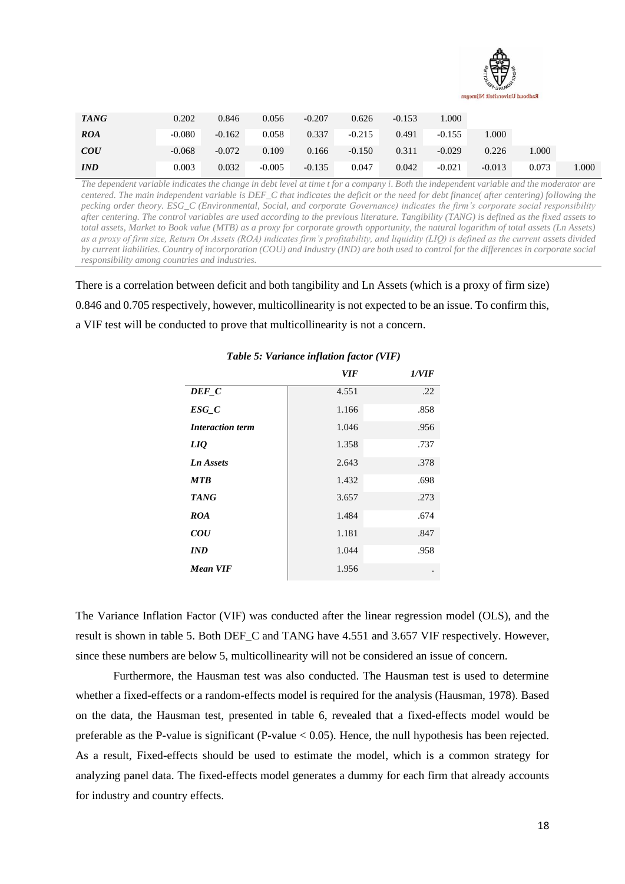| | | | | | | | | | | |
|---|---|---|---|---|---|---|---|---|---|---|
| ***TANG*** | 0.202 | 0.846 | 0.056 | -0.207 | 0.626 | -0.153 | 1.000 | | | |
| ***ROA*** | -0.080 | -0.162 | 0.058 | 0.337 | -0.215 | 0.491 | -0.155 | 1.000 | | |
| ***COU*** | -0.068 | -0.072 | 0.109 | 0.166 | -0.150 | 0.311 | -0.029 | 0.226 | 1.000 | |
| ***IND*** | 0.003 | 0.032 | -0.005 | -0.135 | 0.047 | 0.042 | -0.021 | -0.013 | 0.073 | 1.000 |

*The dependent variable indicates the change in debt level at time t for a company i. Both the independent variable and the moderator are centered. The main independent variable is DEF_C that indicates the deficit or the need for debt finance( after centering) following the pecking order theory. ESG_C (Environmental, Social, and corporate Governance) indicates the firm's corporate social responsibility after centering. The control variables are used according to the previous literature. Tangibility (TANG) is defined as the fixed assets to total assets, Market to Book value (MTB) as a proxy for corporate growth opportunity, the natural logarithm of total assets (Ln Assets) as a proxy of firm size, Return On Assets (ROA) indicates firm's profitability, and liquidity (LIQ) is defined as the current assets divided by current liabilities. Country of incorporation (COU) and Industry (IND) are both used to control for the differences in corporate social responsibility among countries and industries.*

There is a correlation between deficit and both tangibility and Ln Assets (which is a proxy of firm size) 0.846 and 0.705 respectively, however, multicollinearity is not expected to be an issue. To confirm this, a VIF test will be conducted to prove that multicollinearity is not a concern.

***Table 5: Variance inflation factor (VIF)***

| | *VIF* | *1/VIF* |
|---|---|---|
| ***DEF_C*** | 4.551 | .22 |
| ***ESG_C*** | 1.166 | .858 |
| ***Interaction term*** | 1.046 | .956 |
| ***LIQ*** | 1.358 | .737 |
| ***Ln Assets*** | 2.643 | .378 |
| ***MTB*** | 1.432 | .698 |
| ***TANG*** | 3.657 | .273 |
| ***ROA*** | 1.484 | .674 |
| ***COU*** | 1.181 | .847 |
| ***IND*** | 1.044 | .958 |
| ***Mean VIF*** | 1.956 | . |

The Variance Inflation Factor (VIF) was conducted after the linear regression model (OLS), and the result is shown in table 5. Both DEF_C and TANG have 4.551 and 3.657 VIF respectively. However, since these numbers are below 5, multicollinearity will not be considered an issue of concern.

Furthermore, the Hausman test was also conducted. The Hausman test is used to determine whether a fixed-effects or a random-effects model is required for the analysis (Hausman, 1978). Based on the data, the Hausman test, presented in table 6, revealed that a fixed-effects model would be preferable as the P-value is significant (P-value < 0.05). Hence, the null hypothesis has been rejected. As a result, Fixed-effects should be used to estimate the model, which is a common strategy for analyzing panel data. The fixed-effects model generates a dummy for each firm that already accounts for industry and country effects.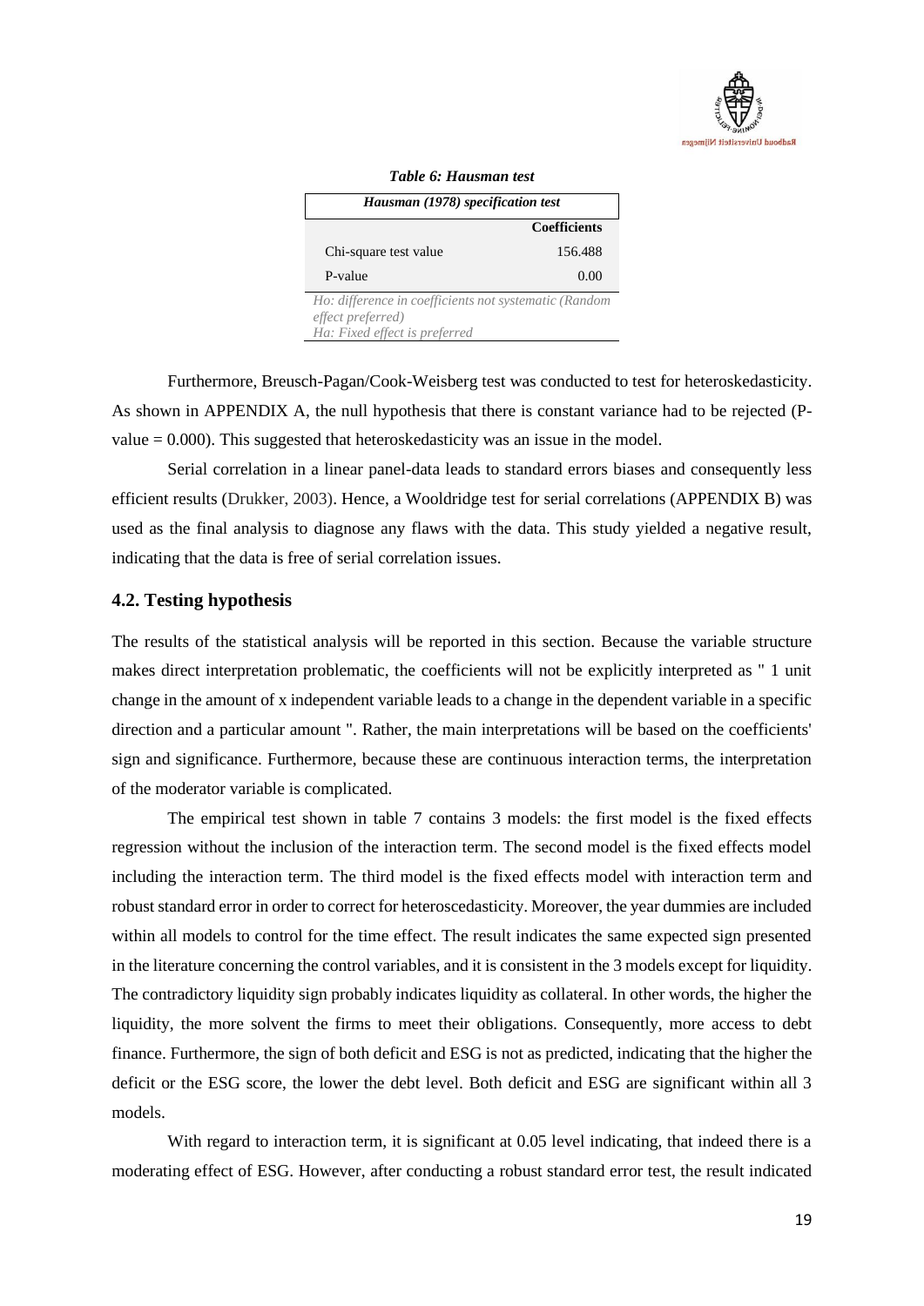*Table 6: Hausman test*

| *Hausman (1978) specification test* | |
|---|---|
| | **Coefficients** |
| Chi-square test value | 156.488 |
| P-value | 0.00 |

*Ho: difference in coefficients not systematic (Random effect preferred)*
*Ha: Fixed effect is preferred*

Furthermore, Breusch-Pagan/Cook-Weisberg test was conducted to test for heteroskedasticity. As shown in APPENDIX A, the null hypothesis that there is constant variance had to be rejected (P-value = 0.000). This suggested that heteroskedasticity was an issue in the model.

Serial correlation in a linear panel-data leads to standard errors biases and consequently less efficient results (Drukker, 2003). Hence, a Wooldridge test for serial correlations (APPENDIX B) was used as the final analysis to diagnose any flaws with the data. This study yielded a negative result, indicating that the data is free of serial correlation issues.

## 4.2. Testing hypothesis

The results of the statistical analysis will be reported in this section. Because the variable structure makes direct interpretation problematic, the coefficients will not be explicitly interpreted as " 1 unit change in the amount of x independent variable leads to a change in the dependent variable in a specific direction and a particular amount ". Rather, the main interpretations will be based on the coefficients' sign and significance. Furthermore, because these are continuous interaction terms, the interpretation of the moderator variable is complicated.

The empirical test shown in table 7 contains 3 models: the first model is the fixed effects regression without the inclusion of the interaction term. The second model is the fixed effects model including the interaction term. The third model is the fixed effects model with interaction term and robust standard error in order to correct for heteroscedasticity. Moreover, the year dummies are included within all models to control for the time effect. The result indicates the same expected sign presented in the literature concerning the control variables, and it is consistent in the 3 models except for liquidity. The contradictory liquidity sign probably indicates liquidity as collateral. In other words, the higher the liquidity, the more solvent the firms to meet their obligations. Consequently, more access to debt finance. Furthermore, the sign of both deficit and ESG is not as predicted, indicating that the higher the deficit or the ESG score, the lower the debt level. Both deficit and ESG are significant within all 3 models.

With regard to interaction term, it is significant at 0.05 level indicating, that indeed there is a moderating effect of ESG. However, after conducting a robust standard error test, the result indicated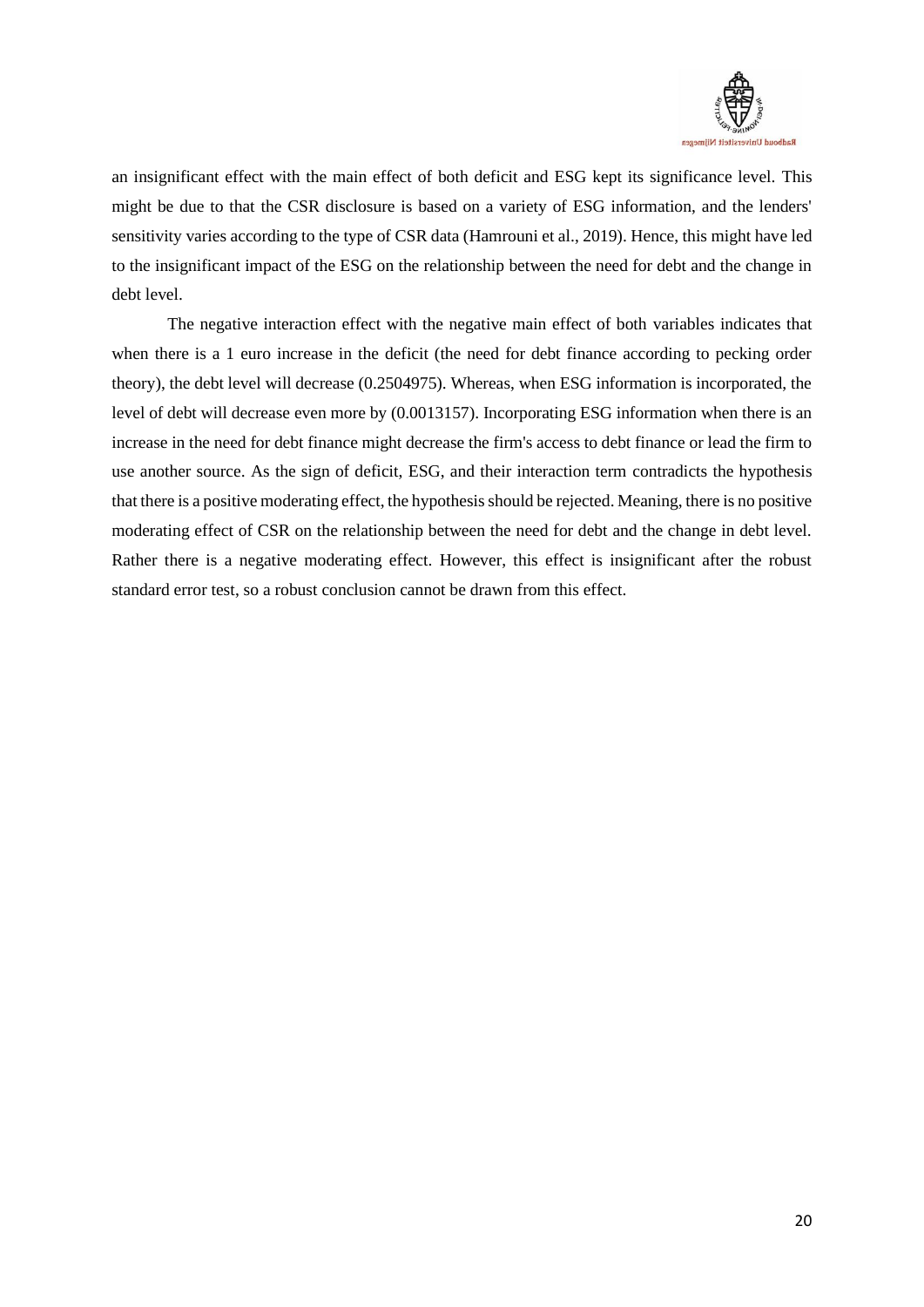an insignificant effect with the main effect of both deficit and ESG kept its significance level. This might be due to that the CSR disclosure is based on a variety of ESG information, and the lenders' sensitivity varies according to the type of CSR data (Hamrouni et al., 2019). Hence, this might have led to the insignificant impact of the ESG on the relationship between the need for debt and the change in debt level.

The negative interaction effect with the negative main effect of both variables indicates that when there is a 1 euro increase in the deficit (the need for debt finance according to pecking order theory), the debt level will decrease (0.2504975). Whereas, when ESG information is incorporated, the level of debt will decrease even more by (0.0013157). Incorporating ESG information when there is an increase in the need for debt finance might decrease the firm's access to debt finance or lead the firm to use another source. As the sign of deficit, ESG, and their interaction term contradicts the hypothesis that there is a positive moderating effect, the hypothesis should be rejected. Meaning, there is no positive moderating effect of CSR on the relationship between the need for debt and the change in debt level. Rather there is a negative moderating effect. However, this effect is insignificant after the robust standard error test, so a robust conclusion cannot be drawn from this effect.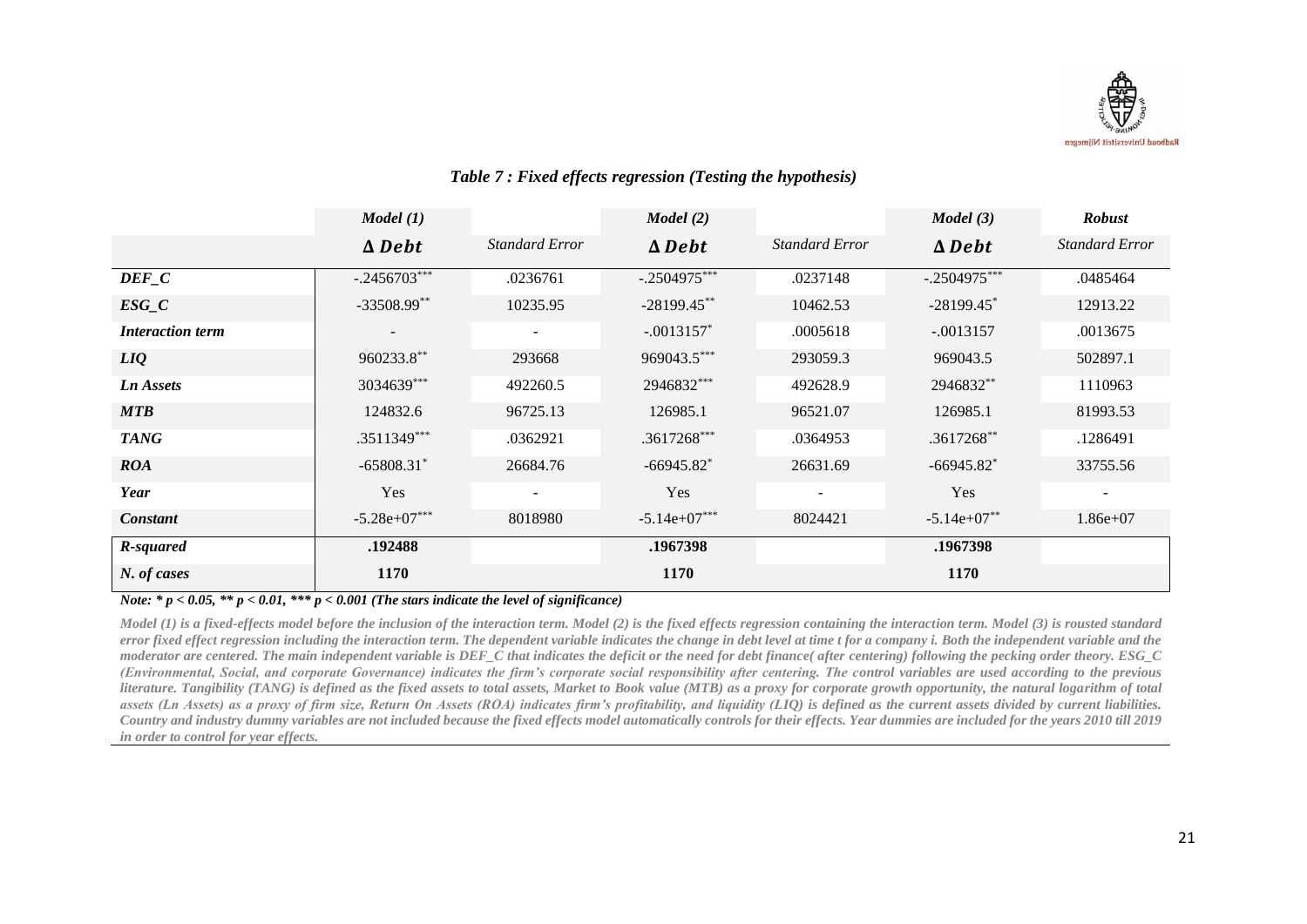### *Table 7 : Fixed effects regression (Testing the hypothesis)*

| | *Model (1)* | | *Model (2)* | | *Model (3)* | ***Robust*** |
|---|---|---|---|---|---|---|
| | $\Delta\,Debt$ | *Standard Error* | $\Delta\,Debt$ | *Standard Error* | $\Delta\,Debt$ | *Standard Error* |
| ***DEF_C*** | -.2456703*** | .0236761 | -.2504975*** | .0237148 | -.2504975*** | .0485464 |
| ***ESG_C*** | -33508.99** | 10235.95 | -28199.45** | 10462.53 | -28199.45* | 12913.22 |
| ***Interaction term*** | - | - | -.0013157* | .0005618 | -.0013157 | .0013675 |
| ***LIQ*** | 960233.8** | 293668 | 969043.5*** | 293059.3 | 969043.5 | 502897.1 |
| ***Ln Assets*** | 3034639*** | 492260.5 | 2946832*** | 492628.9 | 2946832** | 1110963 |
| ***MTB*** | 124832.6 | 96725.13 | 126985.1 | 96521.07 | 126985.1 | 81993.53 |
| ***TANG*** | .3511349*** | .0362921 | .3617268*** | .0364953 | .3617268** | .1286491 |
| ***ROA*** | -65808.31* | 26684.76 | -66945.82* | 26631.69 | -66945.82* | 33755.56 |
| ***Year*** | Yes | - | Yes | - | Yes | - |
| ***Constant*** | -5.28e+07*** | 8018980 | -5.14e+07*** | 8024421 | -5.14e+07** | 1.86e+07 |
| ***R-squared*** | **.192488** | | **.1967398** | | **.1967398** | |
| ***N. of cases*** | **1170** | | **1170** | | **1170** | |

***Note: * $p < 0.05$, ** $p < 0.01$, *** $p < 0.001$ (The stars indicate the level of significance)***

***Model (1) is a fixed-effects model before the inclusion of the interaction term. Model (2) is the fixed effects regression containing the interaction term. Model (3) is rousted standard error fixed effect regression including the interaction term. The dependent variable indicates the change in debt level at time t for a company i. Both the independent variable and the moderator are centered. The main independent variable is DEF_C that indicates the deficit or the need for debt finance( after centering) following the pecking order theory. ESG_C (Environmental, Social, and corporate Governance) indicates the firm's corporate social responsibility after centering. The control variables are used according to the previous literature. Tangibility (TANG) is defined as the fixed assets to total assets, Market to Book value (MTB) as a proxy for corporate growth opportunity, the natural logarithm of total assets (Ln Assets) as a proxy of firm size, Return On Assets (ROA) indicates firm's profitability, and liquidity (LIQ) is defined as the current assets divided by current liabilities. Country and industry dummy variables are not included because the fixed effects model automatically controls for their effects. Year dummies are included for the years 2010 till 2019 in order to control for year effects.***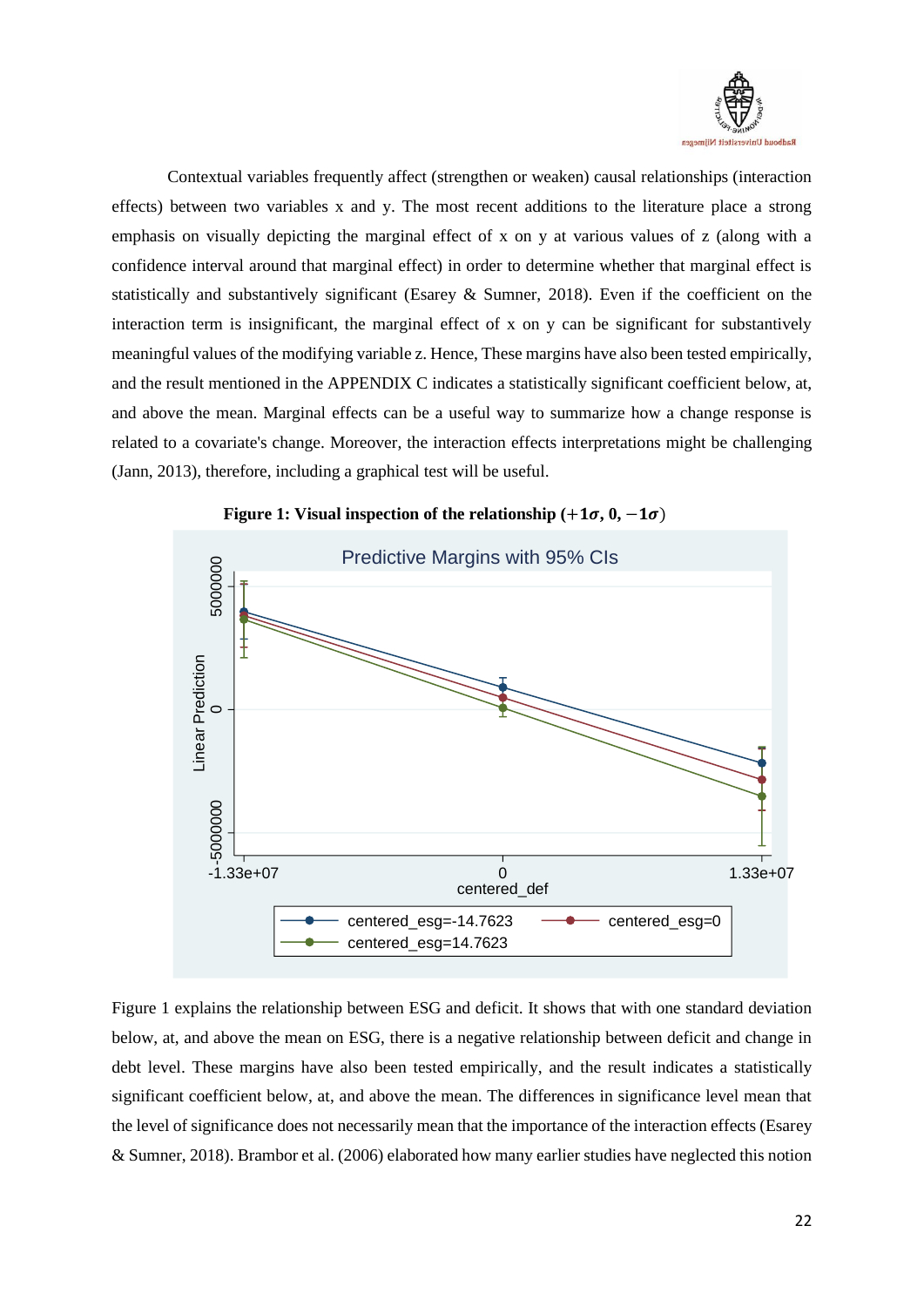Contextual variables frequently affect (strengthen or weaken) causal relationships (interaction effects) between two variables x and y. The most recent additions to the literature place a strong emphasis on visually depicting the marginal effect of x on y at various values of z (along with a confidence interval around that marginal effect) in order to determine whether that marginal effect is statistically and substantively significant (Esarey & Sumner, 2018). Even if the coefficient on the interaction term is insignificant, the marginal effect of x on y can be significant for substantively meaningful values of the modifying variable z. Hence, These margins have also been tested empirically, and the result mentioned in the APPENDIX C indicates a statistically significant coefficient below, at, and above the mean. Marginal effects can be a useful way to summarize how a change response is related to a covariate's change. Moreover, the interaction effects interpretations might be challenging (Jann, 2013), therefore, including a graphical test will be useful.

**Figure 1: Visual inspection of the relationship ($+1\sigma$, 0, $-1\sigma$)**

Figure 1 explains the relationship between ESG and deficit. It shows that with one standard deviation below, at, and above the mean on ESG, there is a negative relationship between deficit and change in debt level. These margins have also been tested empirically, and the result indicates a statistically significant coefficient below, at, and above the mean. The differences in significance level mean that the level of significance does not necessarily mean that the importance of the interaction effects (Esarey & Sumner, 2018). Brambor et al. (2006) elaborated how many earlier studies have neglected this notion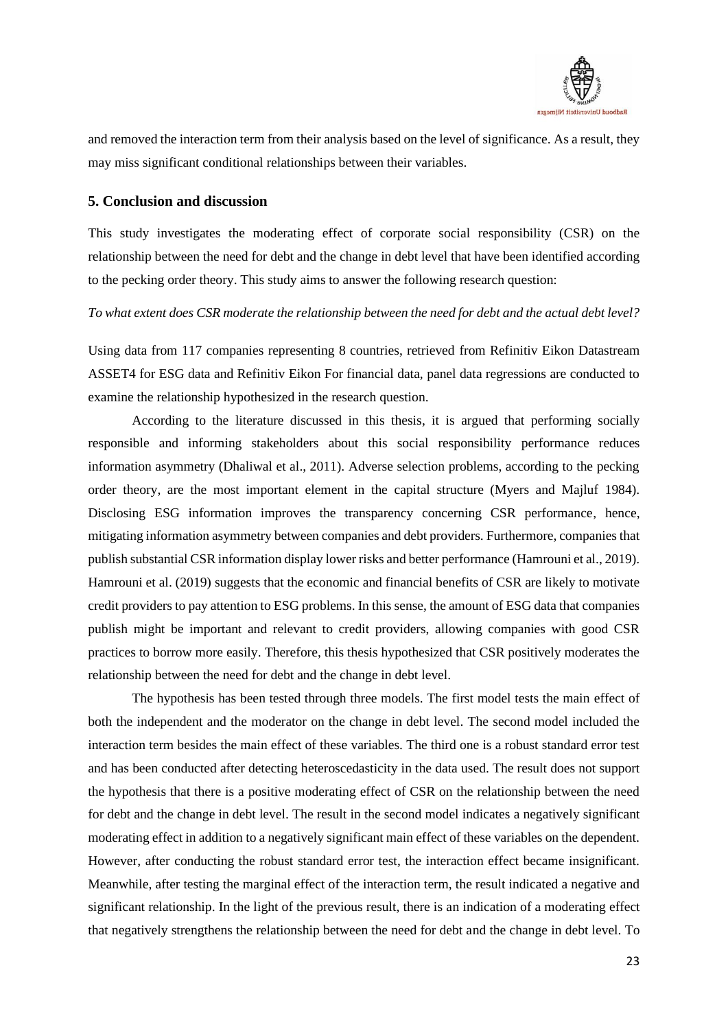and removed the interaction term from their analysis based on the level of significance. As a result, they may miss significant conditional relationships between their variables.

## 5. Conclusion and discussion

This study investigates the moderating effect of corporate social responsibility (CSR) on the relationship between the need for debt and the change in debt level that have been identified according to the pecking order theory. This study aims to answer the following research question:

*To what extent does CSR moderate the relationship between the need for debt and the actual debt level?*

Using data from 117 companies representing 8 countries, retrieved from Refinitiv Eikon Datastream ASSET4 for ESG data and Refinitiv Eikon For financial data, panel data regressions are conducted to examine the relationship hypothesized in the research question.

According to the literature discussed in this thesis, it is argued that performing socially responsible and informing stakeholders about this social responsibility performance reduces information asymmetry (Dhaliwal et al., 2011). Adverse selection problems, according to the pecking order theory, are the most important element in the capital structure (Myers and Majluf 1984). Disclosing ESG information improves the transparency concerning CSR performance, hence, mitigating information asymmetry between companies and debt providers. Furthermore, companies that publish substantial CSR information display lower risks and better performance (Hamrouni et al., 2019). Hamrouni et al. (2019) suggests that the economic and financial benefits of CSR are likely to motivate credit providers to pay attention to ESG problems. In this sense, the amount of ESG data that companies publish might be important and relevant to credit providers, allowing companies with good CSR practices to borrow more easily. Therefore, this thesis hypothesized that CSR positively moderates the relationship between the need for debt and the change in debt level.

The hypothesis has been tested through three models. The first model tests the main effect of both the independent and the moderator on the change in debt level. The second model included the interaction term besides the main effect of these variables. The third one is a robust standard error test and has been conducted after detecting heteroscedasticity in the data used. The result does not support the hypothesis that there is a positive moderating effect of CSR on the relationship between the need for debt and the change in debt level. The result in the second model indicates a negatively significant moderating effect in addition to a negatively significant main effect of these variables on the dependent. However, after conducting the robust standard error test, the interaction effect became insignificant. Meanwhile, after testing the marginal effect of the interaction term, the result indicated a negative and significant relationship. In the light of the previous result, there is an indication of a moderating effect that negatively strengthens the relationship between the need for debt and the change in debt level. To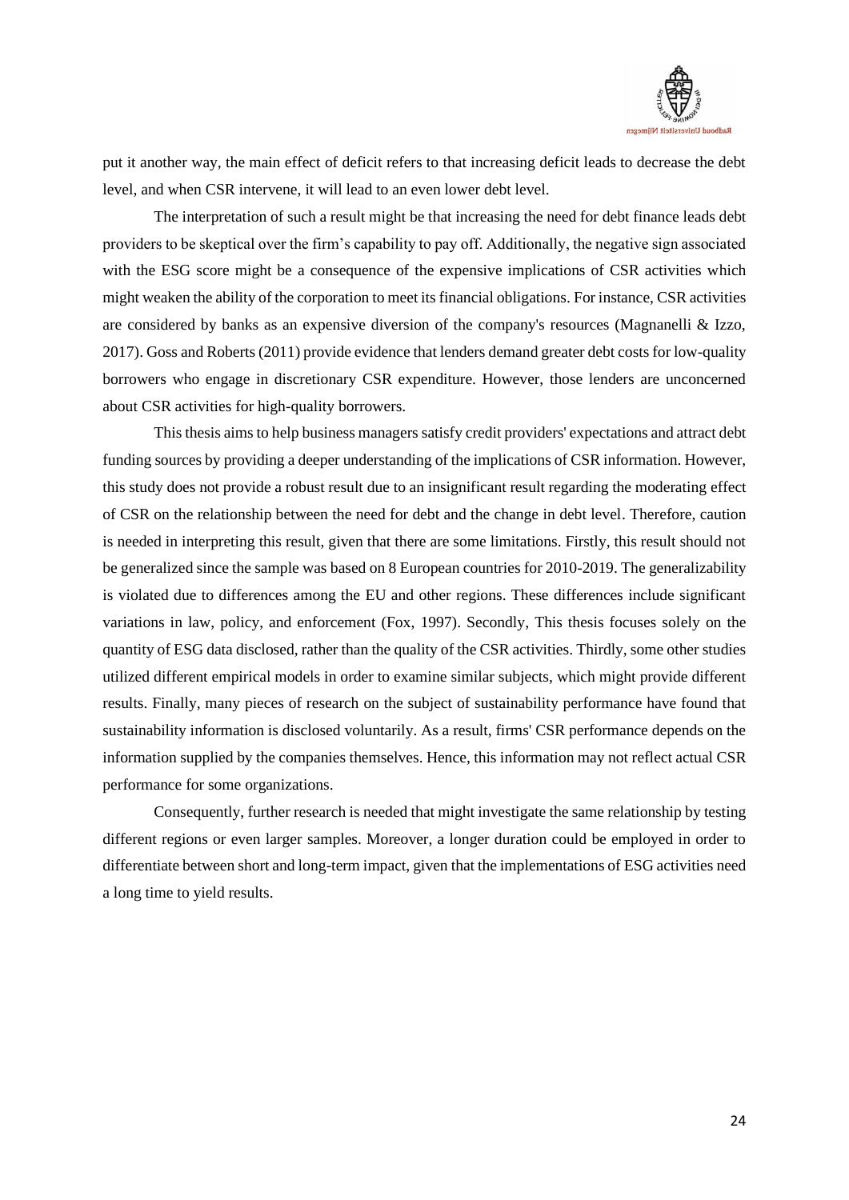put it another way, the main effect of deficit refers to that increasing deficit leads to decrease the debt level, and when CSR intervene, it will lead to an even lower debt level.

The interpretation of such a result might be that increasing the need for debt finance leads debt providers to be skeptical over the firm's capability to pay off. Additionally, the negative sign associated with the ESG score might be a consequence of the expensive implications of CSR activities which might weaken the ability of the corporation to meet its financial obligations. For instance, CSR activities are considered by banks as an expensive diversion of the company's resources (Magnanelli & Izzo, 2017). Goss and Roberts (2011) provide evidence that lenders demand greater debt costs for low-quality borrowers who engage in discretionary CSR expenditure. However, those lenders are unconcerned about CSR activities for high-quality borrowers.

This thesis aims to help business managers satisfy credit providers' expectations and attract debt funding sources by providing a deeper understanding of the implications of CSR information. However, this study does not provide a robust result due to an insignificant result regarding the moderating effect of CSR on the relationship between the need for debt and the change in debt level. Therefore, caution is needed in interpreting this result, given that there are some limitations. Firstly, this result should not be generalized since the sample was based on 8 European countries for 2010-2019. The generalizability is violated due to differences among the EU and other regions. These differences include significant variations in law, policy, and enforcement (Fox, 1997). Secondly, This thesis focuses solely on the quantity of ESG data disclosed, rather than the quality of the CSR activities. Thirdly, some other studies utilized different empirical models in order to examine similar subjects, which might provide different results. Finally, many pieces of research on the subject of sustainability performance have found that sustainability information is disclosed voluntarily. As a result, firms' CSR performance depends on the information supplied by the companies themselves. Hence, this information may not reflect actual CSR performance for some organizations.

Consequently, further research is needed that might investigate the same relationship by testing different regions or even larger samples. Moreover, a longer duration could be employed in order to differentiate between short and long-term impact, given that the implementations of ESG activities need a long time to yield results.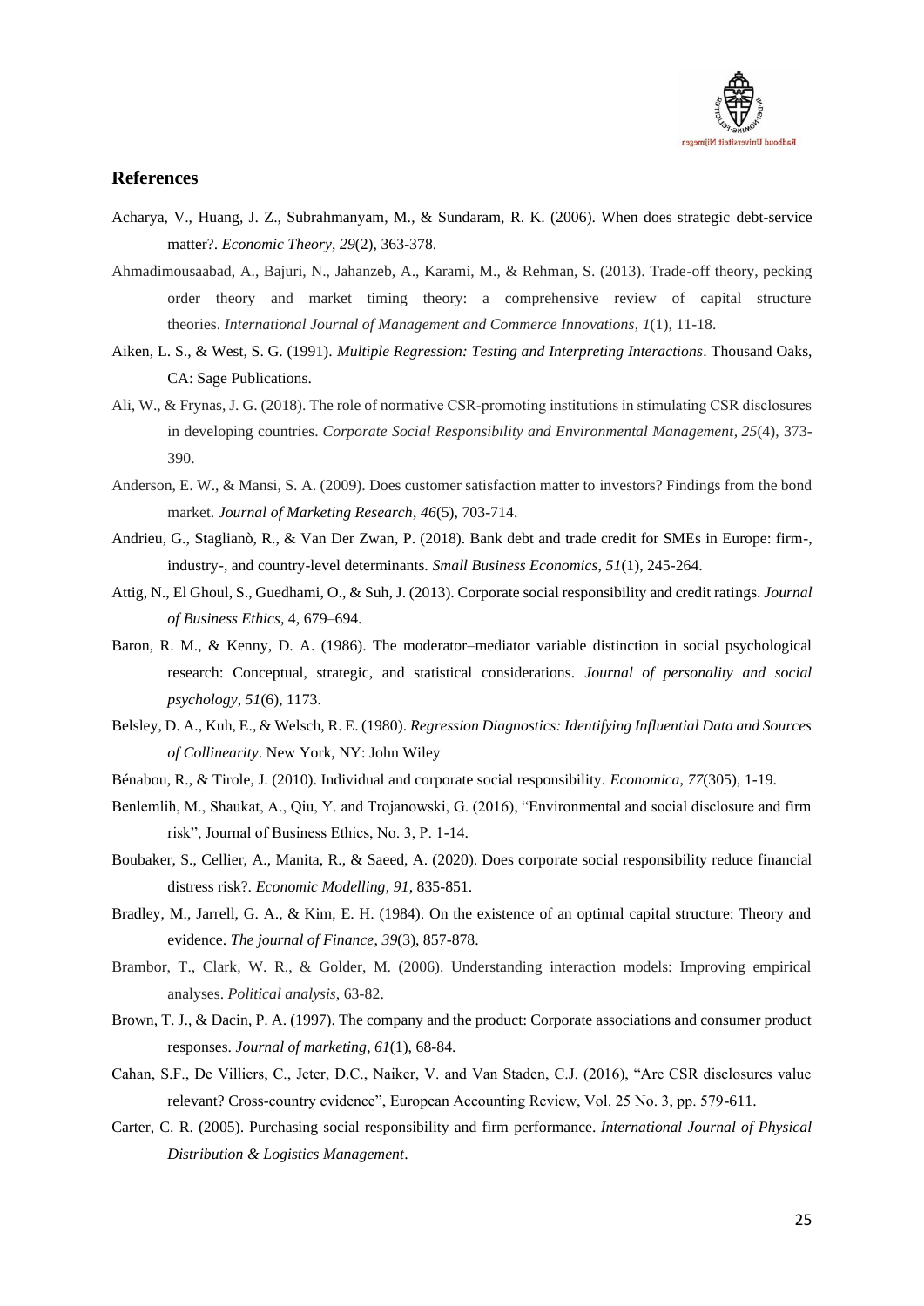## References

Acharya, V., Huang, J. Z., Subrahmanyam, M., & Sundaram, R. K. (2006). When does strategic debt-service matter?. *Economic Theory*, *29*(2), 363-378.

Ahmadimousaabad, A., Bajuri, N., Jahanzeb, A., Karami, M., & Rehman, S. (2013). Trade-off theory, pecking order theory and market timing theory: a comprehensive review of capital structure theories. *International Journal of Management and Commerce Innovations*, *1*(1), 11-18.

Aiken, L. S., & West, S. G. (1991). *Multiple Regression: Testing and Interpreting Interactions*. Thousand Oaks, CA: Sage Publications.

Ali, W., & Frynas, J. G. (2018). The role of normative CSR-promoting institutions in stimulating CSR disclosures in developing countries. *Corporate Social Responsibility and Environmental Management*, *25*(4), 373-390.

Anderson, E. W., & Mansi, S. A. (2009). Does customer satisfaction matter to investors? Findings from the bond market. *Journal of Marketing Research*, *46*(5), 703-714.

Andrieu, G., Staglianò, R., & Van Der Zwan, P. (2018). Bank debt and trade credit for SMEs in Europe: firm-, industry-, and country-level determinants. *Small Business Economics*, *51*(1), 245-264.

Attig, N., El Ghoul, S., Guedhami, O., & Suh, J. (2013). Corporate social responsibility and credit ratings. *Journal of Business Ethics*, 4, 679–694.

Baron, R. M., & Kenny, D. A. (1986). The moderator–mediator variable distinction in social psychological research: Conceptual, strategic, and statistical considerations. *Journal of personality and social psychology*, *51*(6), 1173.

Belsley, D. A., Kuh, E., & Welsch, R. E. (1980). *Regression Diagnostics: Identifying Influential Data and Sources of Collinearity*. New York, NY: John Wiley

Bénabou, R., & Tirole, J. (2010). Individual and corporate social responsibility. *Economica*, *77*(305), 1-19.

Benlemlih, M., Shaukat, A., Qiu, Y. and Trojanowski, G. (2016), "Environmental and social disclosure and firm risk", Journal of Business Ethics, No. 3, P. 1-14.

Boubaker, S., Cellier, A., Manita, R., & Saeed, A. (2020). Does corporate social responsibility reduce financial distress risk?. *Economic Modelling*, *91*, 835-851.

Bradley, M., Jarrell, G. A., & Kim, E. H. (1984). On the existence of an optimal capital structure: Theory and evidence. *The journal of Finance*, *39*(3), 857-878.

Brambor, T., Clark, W. R., & Golder, M. (2006). Understanding interaction models: Improving empirical analyses. *Political analysis*, 63-82.

Brown, T. J., & Dacin, P. A. (1997). The company and the product: Corporate associations and consumer product responses. *Journal of marketing*, *61*(1), 68-84.

Cahan, S.F., De Villiers, C., Jeter, D.C., Naiker, V. and Van Staden, C.J. (2016), "Are CSR disclosures value relevant? Cross-country evidence", European Accounting Review, Vol. 25 No. 3, pp. 579-611.

Carter, C. R. (2005). Purchasing social responsibility and firm performance. *International Journal of Physical Distribution & Logistics Management*.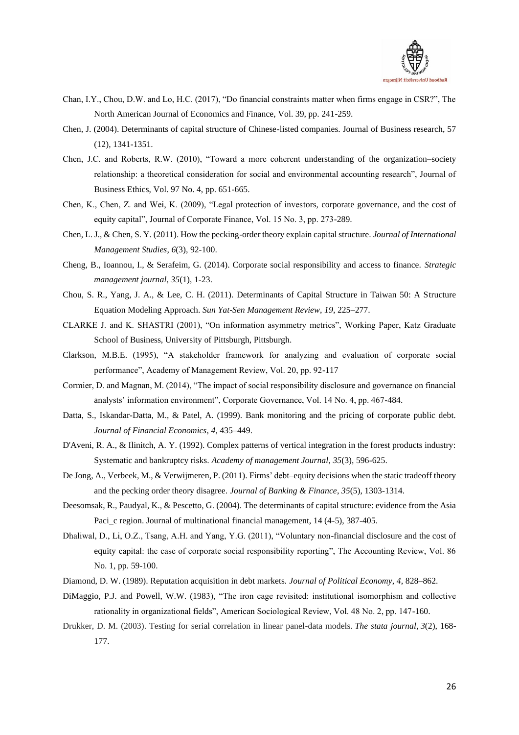Chan, I.Y., Chou, D.W. and Lo, H.C. (2017), "Do financial constraints matter when firms engage in CSR?", The North American Journal of Economics and Finance, Vol. 39, pp. 241-259.

Chen, J. (2004). Determinants of capital structure of Chinese-listed companies. Journal of Business research, 57 (12), 1341-1351.

Chen, J.C. and Roberts, R.W. (2010), "Toward a more coherent understanding of the organization–society relationship: a theoretical consideration for social and environmental accounting research", Journal of Business Ethics, Vol. 97 No. 4, pp. 651-665.

Chen, K., Chen, Z. and Wei, K. (2009), "Legal protection of investors, corporate governance, and the cost of equity capital", Journal of Corporate Finance, Vol. 15 No. 3, pp. 273-289.

Chen, L. J., & Chen, S. Y. (2011). How the pecking-order theory explain capital structure. *Journal of International Management Studies*, *6*(3), 92-100.

Cheng, B., Ioannou, I., & Serafeim, G. (2014). Corporate social responsibility and access to finance. *Strategic management journal*, *35*(1), 1-23.

Chou, S. R., Yang, J. A., & Lee, C. H. (2011). Determinants of Capital Structure in Taiwan 50: A Structure Equation Modeling Approach. *Sun Yat-Sen Management Review*, *19*, 225–277.

CLARKE J. and K. SHASTRI (2001), "On information asymmetry metrics", Working Paper, Katz Graduate School of Business, University of Pittsburgh, Pittsburgh.

Clarkson, M.B.E. (1995), "A stakeholder framework for analyzing and evaluation of corporate social performance", Academy of Management Review, Vol. 20, pp. 92-117

Cormier, D. and Magnan, M. (2014), "The impact of social responsibility disclosure and governance on financial analysts' information environment", Corporate Governance, Vol. 14 No. 4, pp. 467-484.

Datta, S., Iskandar-Datta, M., & Patel, A. (1999). Bank monitoring and the pricing of corporate public debt. *Journal of Financial Economics*, *4*, 435–449.

D'Aveni, R. A., & Ilinitch, A. Y. (1992). Complex patterns of vertical integration in the forest products industry: Systematic and bankruptcy risks. *Academy of management Journal*, *35*(3), 596-625.

De Jong, A., Verbeek, M., & Verwijmeren, P. (2011). Firms' debt–equity decisions when the static tradeoff theory and the pecking order theory disagree. *Journal of Banking & Finance*, *35*(5), 1303-1314.

Deesomsak, R., Paudyal, K., & Pescetto, G. (2004). The determinants of capital structure: evidence from the Asia Paci_c region. Journal of multinational financial management, 14 (4-5), 387-405.

Dhaliwal, D., Li, O.Z., Tsang, A.H. and Yang, Y.G. (2011), "Voluntary non-financial disclosure and the cost of equity capital: the case of corporate social responsibility reporting", The Accounting Review, Vol. 86 No. 1, pp. 59-100.

Diamond, D. W. (1989). Reputation acquisition in debt markets. *Journal of Political Economy*, *4*, 828–862.

DiMaggio, P.J. and Powell, W.W. (1983), "The iron cage revisited: institutional isomorphism and collective rationality in organizational fields", American Sociological Review, Vol. 48 No. 2, pp. 147-160.

Drukker, D. M. (2003). Testing for serial correlation in linear panel-data models. *The stata journal*, *3*(2), 168-177.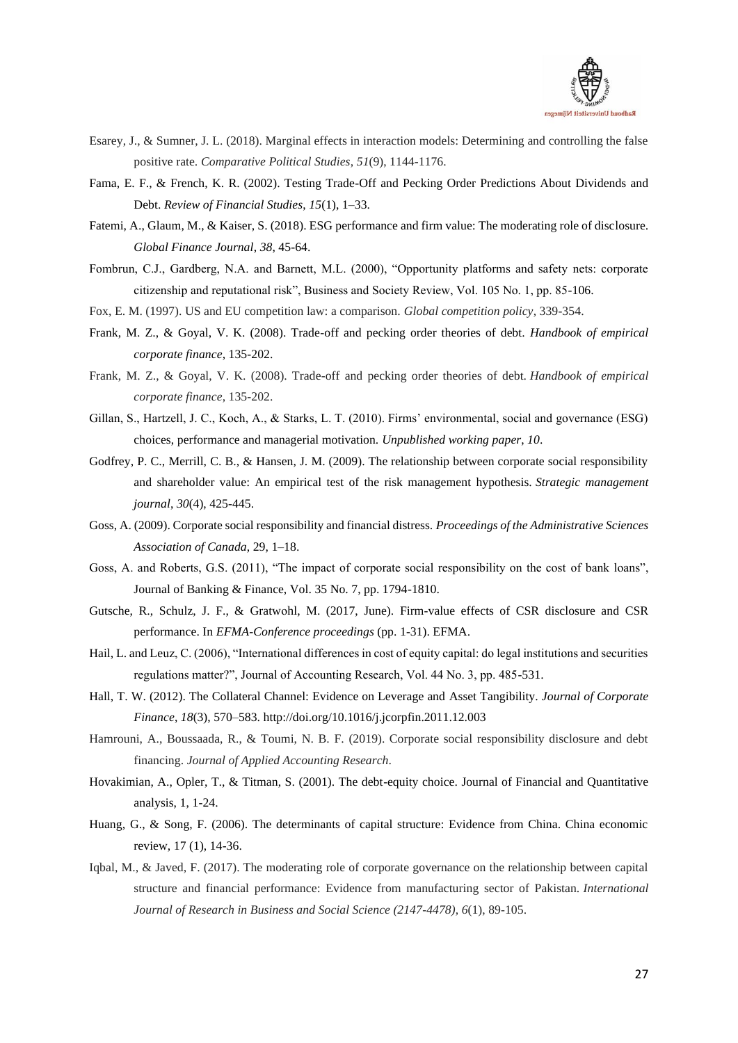Esarey, J., & Sumner, J. L. (2018). Marginal effects in interaction models: Determining and controlling the false positive rate. *Comparative Political Studies*, *51*(9), 1144-1176.

Fama, E. F., & French, K. R. (2002). Testing Trade-Off and Pecking Order Predictions About Dividends and Debt. *Review of Financial Studies*, *15*(1), 1–33.

Fatemi, A., Glaum, M., & Kaiser, S. (2018). ESG performance and firm value: The moderating role of disclosure. *Global Finance Journal*, *38*, 45-64.

Fombrun, C.J., Gardberg, N.A. and Barnett, M.L. (2000), "Opportunity platforms and safety nets: corporate citizenship and reputational risk", Business and Society Review, Vol. 105 No. 1, pp. 85-106.

Fox, E. M. (1997). US and EU competition law: a comparison. *Global competition policy*, 339-354.

Frank, M. Z., & Goyal, V. K. (2008). Trade-off and pecking order theories of debt. *Handbook of empirical corporate finance*, 135-202.

Frank, M. Z., & Goyal, V. K. (2008). Trade-off and pecking order theories of debt. *Handbook of empirical corporate finance*, 135-202.

Gillan, S., Hartzell, J. C., Koch, A., & Starks, L. T. (2010). Firms' environmental, social and governance (ESG) choices, performance and managerial motivation. *Unpublished working paper*, *10*.

Godfrey, P. C., Merrill, C. B., & Hansen, J. M. (2009). The relationship between corporate social responsibility and shareholder value: An empirical test of the risk management hypothesis. *Strategic management journal*, *30*(4), 425-445.

Goss, A. (2009). Corporate social responsibility and financial distress. *Proceedings of the Administrative Sciences Association of Canada*, 29, 1–18.

Goss, A. and Roberts, G.S. (2011), "The impact of corporate social responsibility on the cost of bank loans", Journal of Banking & Finance, Vol. 35 No. 7, pp. 1794-1810.

Gutsche, R., Schulz, J. F., & Gratwohl, M. (2017, June). Firm-value effects of CSR disclosure and CSR performance. In *EFMA-Conference proceedings* (pp. 1-31). EFMA.

Hail, L. and Leuz, C. (2006), "International differences in cost of equity capital: do legal institutions and securities regulations matter?", Journal of Accounting Research, Vol. 44 No. 3, pp. 485-531.

Hall, T. W. (2012). The Collateral Channel: Evidence on Leverage and Asset Tangibility. *Journal of Corporate Finance*, *18*(3), 570–583. http://doi.org/10.1016/j.jcorpfin.2011.12.003

Hamrouni, A., Boussaada, R., & Toumi, N. B. F. (2019). Corporate social responsibility disclosure and debt financing. *Journal of Applied Accounting Research*.

Hovakimian, A., Opler, T., & Titman, S. (2001). The debt-equity choice. Journal of Financial and Quantitative analysis, 1, 1-24.

Huang, G., & Song, F. (2006). The determinants of capital structure: Evidence from China. China economic review, 17 (1), 14-36.

Iqbal, M., & Javed, F. (2017). The moderating role of corporate governance on the relationship between capital structure and financial performance: Evidence from manufacturing sector of Pakistan. *International Journal of Research in Business and Social Science (2147-4478)*, *6*(1), 89-105.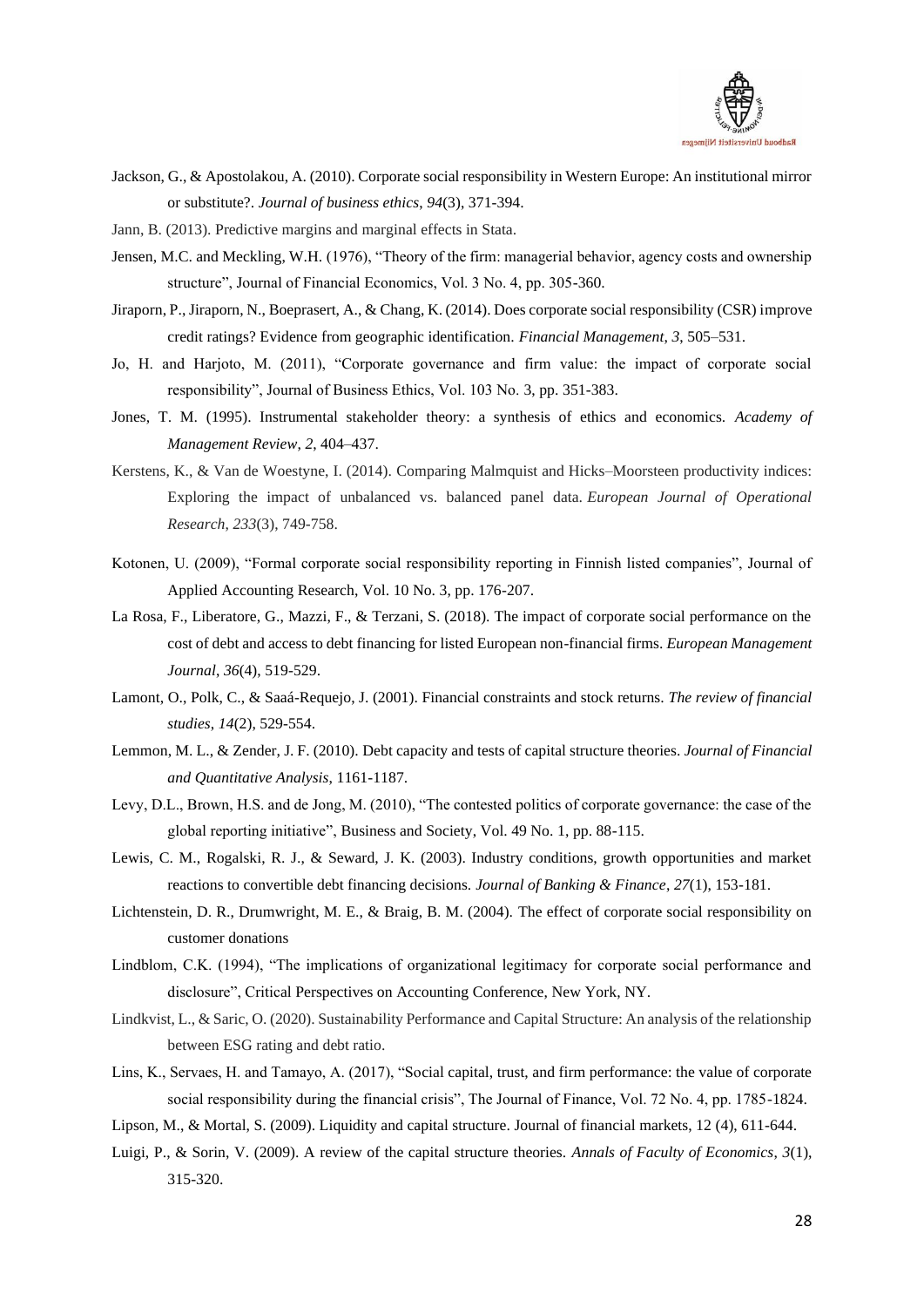Jackson, G., & Apostolakou, A. (2010). Corporate social responsibility in Western Europe: An institutional mirror or substitute?. *Journal of business ethics*, *94*(3), 371-394.

Jann, B. (2013). Predictive margins and marginal effects in Stata.

Jensen, M.C. and Meckling, W.H. (1976), "Theory of the firm: managerial behavior, agency costs and ownership structure", Journal of Financial Economics, Vol. 3 No. 4, pp. 305-360.

Jiraporn, P., Jiraporn, N., Boeprasert, A., & Chang, K. (2014). Does corporate social responsibility (CSR) improve credit ratings? Evidence from geographic identification. *Financial Management*, *3*, 505–531.

Jo, H. and Harjoto, M. (2011), "Corporate governance and firm value: the impact of corporate social responsibility", Journal of Business Ethics, Vol. 103 No. 3, pp. 351-383.

Jones, T. M. (1995). Instrumental stakeholder theory: a synthesis of ethics and economics. *Academy of Management Review*, *2*, 404–437.

Kerstens, K., & Van de Woestyne, I. (2014). Comparing Malmquist and Hicks–Moorsteen productivity indices: Exploring the impact of unbalanced vs. balanced panel data. *European Journal of Operational Research*, *233*(3), 749-758.

Kotonen, U. (2009), "Formal corporate social responsibility reporting in Finnish listed companies", Journal of Applied Accounting Research, Vol. 10 No. 3, pp. 176-207.

La Rosa, F., Liberatore, G., Mazzi, F., & Terzani, S. (2018). The impact of corporate social performance on the cost of debt and access to debt financing for listed European non-financial firms. *European Management Journal*, *36*(4), 519-529.

Lamont, O., Polk, C., & Saaá-Requejo, J. (2001). Financial constraints and stock returns. *The review of financial studies*, *14*(2), 529-554.

Lemmon, M. L., & Zender, J. F. (2010). Debt capacity and tests of capital structure theories. *Journal of Financial and Quantitative Analysis*, 1161-1187.

Levy, D.L., Brown, H.S. and de Jong, M. (2010), "The contested politics of corporate governance: the case of the global reporting initiative", Business and Society, Vol. 49 No. 1, pp. 88-115.

Lewis, C. M., Rogalski, R. J., & Seward, J. K. (2003). Industry conditions, growth opportunities and market reactions to convertible debt financing decisions. *Journal of Banking & Finance*, *27*(1), 153-181.

Lichtenstein, D. R., Drumwright, M. E., & Braig, B. M. (2004). The effect of corporate social responsibility on customer donations

Lindblom, C.K. (1994), "The implications of organizational legitimacy for corporate social performance and disclosure", Critical Perspectives on Accounting Conference, New York, NY.

Lindkvist, L., & Saric, O. (2020). Sustainability Performance and Capital Structure: An analysis of the relationship between ESG rating and debt ratio.

Lins, K., Servaes, H. and Tamayo, A. (2017), "Social capital, trust, and firm performance: the value of corporate social responsibility during the financial crisis", The Journal of Finance, Vol. 72 No. 4, pp. 1785-1824.

Lipson, M., & Mortal, S. (2009). Liquidity and capital structure. Journal of financial markets, 12 (4), 611-644.

Luigi, P., & Sorin, V. (2009). A review of the capital structure theories. *Annals of Faculty of Economics*, *3*(1), 315-320.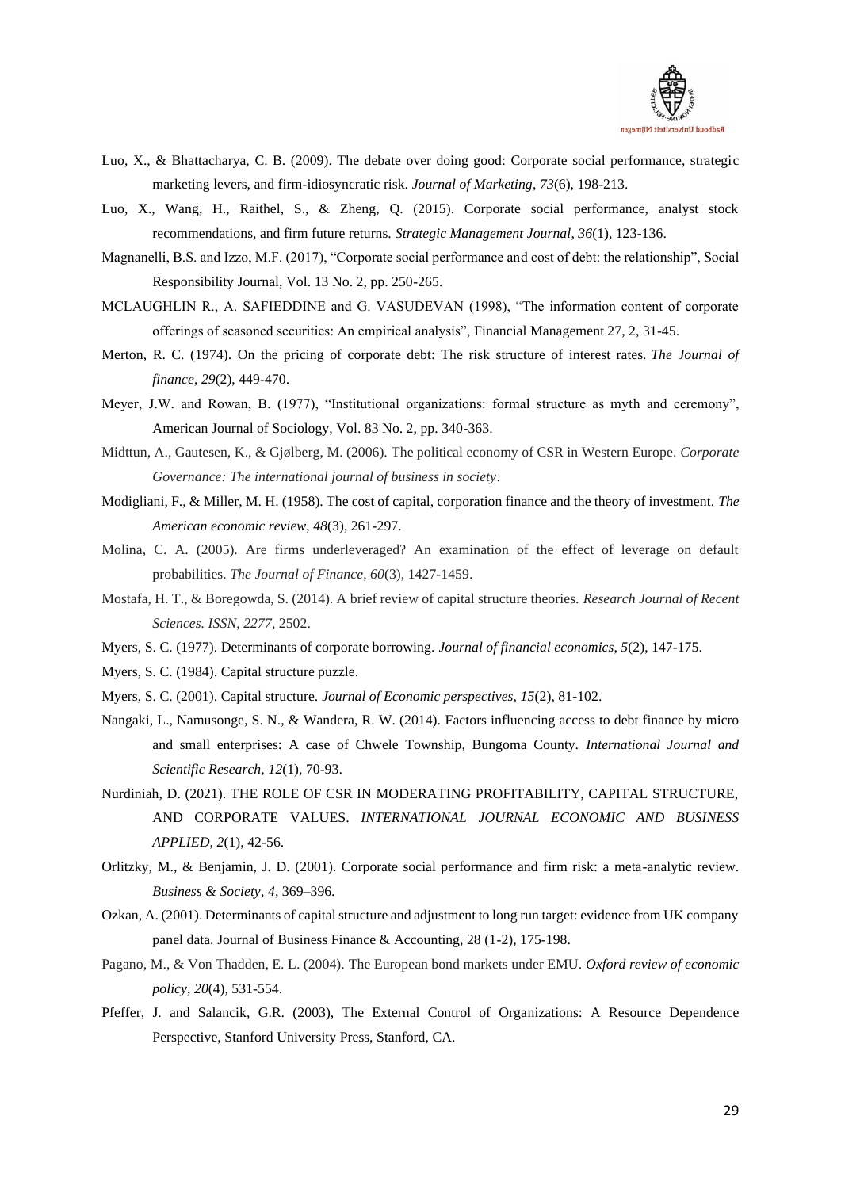Luo, X., & Bhattacharya, C. B. (2009). The debate over doing good: Corporate social performance, strategic marketing levers, and firm-idiosyncratic risk. *Journal of Marketing*, *73*(6), 198-213.

Luo, X., Wang, H., Raithel, S., & Zheng, Q. (2015). Corporate social performance, analyst stock recommendations, and firm future returns. *Strategic Management Journal*, *36*(1), 123-136.

Magnanelli, B.S. and Izzo, M.F. (2017), "Corporate social performance and cost of debt: the relationship", Social Responsibility Journal, Vol. 13 No. 2, pp. 250-265.

MCLAUGHLIN R., A. SAFIEDDINE and G. VASUDEVAN (1998), "The information content of corporate offerings of seasoned securities: An empirical analysis", Financial Management 27, 2, 31-45.

Merton, R. C. (1974). On the pricing of corporate debt: The risk structure of interest rates. *The Journal of finance*, *29*(2), 449-470.

Meyer, J.W. and Rowan, B. (1977), "Institutional organizations: formal structure as myth and ceremony", American Journal of Sociology, Vol. 83 No. 2, pp. 340-363.

Midttun, A., Gautesen, K., & Gjølberg, M. (2006). The political economy of CSR in Western Europe. *Corporate Governance: The international journal of business in society*.

Modigliani, F., & Miller, M. H. (1958). The cost of capital, corporation finance and the theory of investment. *The American economic review*, *48*(3), 261-297.

Molina, C. A. (2005). Are firms underleveraged? An examination of the effect of leverage on default probabilities. *The Journal of Finance*, *60*(3), 1427-1459.

Mostafa, H. T., & Boregowda, S. (2014). A brief review of capital structure theories. *Research Journal of Recent Sciences. ISSN*, *2277*, 2502.

Myers, S. C. (1977). Determinants of corporate borrowing. *Journal of financial economics*, *5*(2), 147-175.

Myers, S. C. (1984). Capital structure puzzle.

Myers, S. C. (2001). Capital structure. *Journal of Economic perspectives*, *15*(2), 81-102.

Nangaki, L., Namusonge, S. N., & Wandera, R. W. (2014). Factors influencing access to debt finance by micro and small enterprises: A case of Chwele Township, Bungoma County. *International Journal and Scientific Research*, *12*(1), 70-93.

Nurdiniah, D. (2021). THE ROLE OF CSR IN MODERATING PROFITABILITY, CAPITAL STRUCTURE, AND CORPORATE VALUES. *INTERNATIONAL JOURNAL ECONOMIC AND BUSINESS APPLIED*, *2*(1), 42-56.

Orlitzky, M., & Benjamin, J. D. (2001). Corporate social performance and firm risk: a meta-analytic review. *Business & Society*, *4*, 369–396.

Ozkan, A. (2001). Determinants of capital structure and adjustment to long run target: evidence from UK company panel data. Journal of Business Finance & Accounting, 28 (1-2), 175-198.

Pagano, M., & Von Thadden, E. L. (2004). The European bond markets under EMU. *Oxford review of economic policy*, *20*(4), 531-554.

Pfeffer, J. and Salancik, G.R. (2003), The External Control of Organizations: A Resource Dependence Perspective, Stanford University Press, Stanford, CA.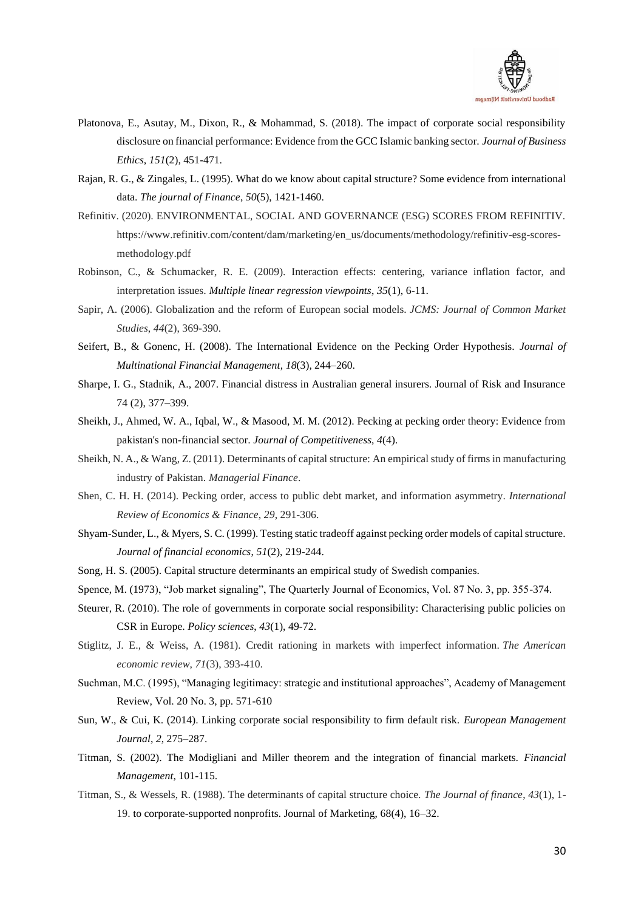Platonova, E., Asutay, M., Dixon, R., & Mohammad, S. (2018). The impact of corporate social responsibility disclosure on financial performance: Evidence from the GCC Islamic banking sector. *Journal of Business Ethics*, *151*(2), 451-471.

Rajan, R. G., & Zingales, L. (1995). What do we know about capital structure? Some evidence from international data. *The journal of Finance*, *50*(5), 1421-1460.

Refinitiv. (2020). ENVIRONMENTAL, SOCIAL AND GOVERNANCE (ESG) SCORES FROM REFINITIV. https://www.refinitiv.com/content/dam/marketing/en_us/documents/methodology/refinitiv-esg-scores-methodology.pdf

Robinson, C., & Schumacker, R. E. (2009). Interaction effects: centering, variance inflation factor, and interpretation issues. *Multiple linear regression viewpoints*, *35*(1), 6-11.

Sapir, A. (2006). Globalization and the reform of European social models. *JCMS: Journal of Common Market Studies*, *44*(2), 369-390.

Seifert, B., & Gonenc, H. (2008). The International Evidence on the Pecking Order Hypothesis. *Journal of Multinational Financial Management*, *18*(3), 244–260.

Sharpe, I. G., Stadnik, A., 2007. Financial distress in Australian general insurers. Journal of Risk and Insurance 74 (2), 377–399.

Sheikh, J., Ahmed, W. A., Iqbal, W., & Masood, M. M. (2012). Pecking at pecking order theory: Evidence from pakistan's non-financial sector. *Journal of Competitiveness*, *4*(4).

Sheikh, N. A., & Wang, Z. (2011). Determinants of capital structure: An empirical study of firms in manufacturing industry of Pakistan. *Managerial Finance*.

Shen, C. H. H. (2014). Pecking order, access to public debt market, and information asymmetry. *International Review of Economics & Finance*, *29*, 291-306.

Shyam-Sunder, L., & Myers, S. C. (1999). Testing static tradeoff against pecking order models of capital structure. *Journal of financial economics*, *51*(2), 219-244.

Song, H. S. (2005). Capital structure determinants an empirical study of Swedish companies.

Spence, M. (1973), "Job market signaling", The Quarterly Journal of Economics, Vol. 87 No. 3, pp. 355-374.

Steurer, R. (2010). The role of governments in corporate social responsibility: Characterising public policies on CSR in Europe. *Policy sciences*, *43*(1), 49-72.

Stiglitz, J. E., & Weiss, A. (1981). Credit rationing in markets with imperfect information. *The American economic review*, *71*(3), 393-410.

Suchman, M.C. (1995), "Managing legitimacy: strategic and institutional approaches", Academy of Management Review, Vol. 20 No. 3, pp. 571-610

Sun, W., & Cui, K. (2014). Linking corporate social responsibility to firm default risk. *European Management Journal*, *2*, 275–287.

Titman, S. (2002). The Modigliani and Miller theorem and the integration of financial markets. *Financial Management*, 101-115.

Titman, S., & Wessels, R. (1988). The determinants of capital structure choice. *The Journal of finance*, *43*(1), 1-19. to corporate-supported nonprofits. Journal of Marketing, 68(4), 16–32.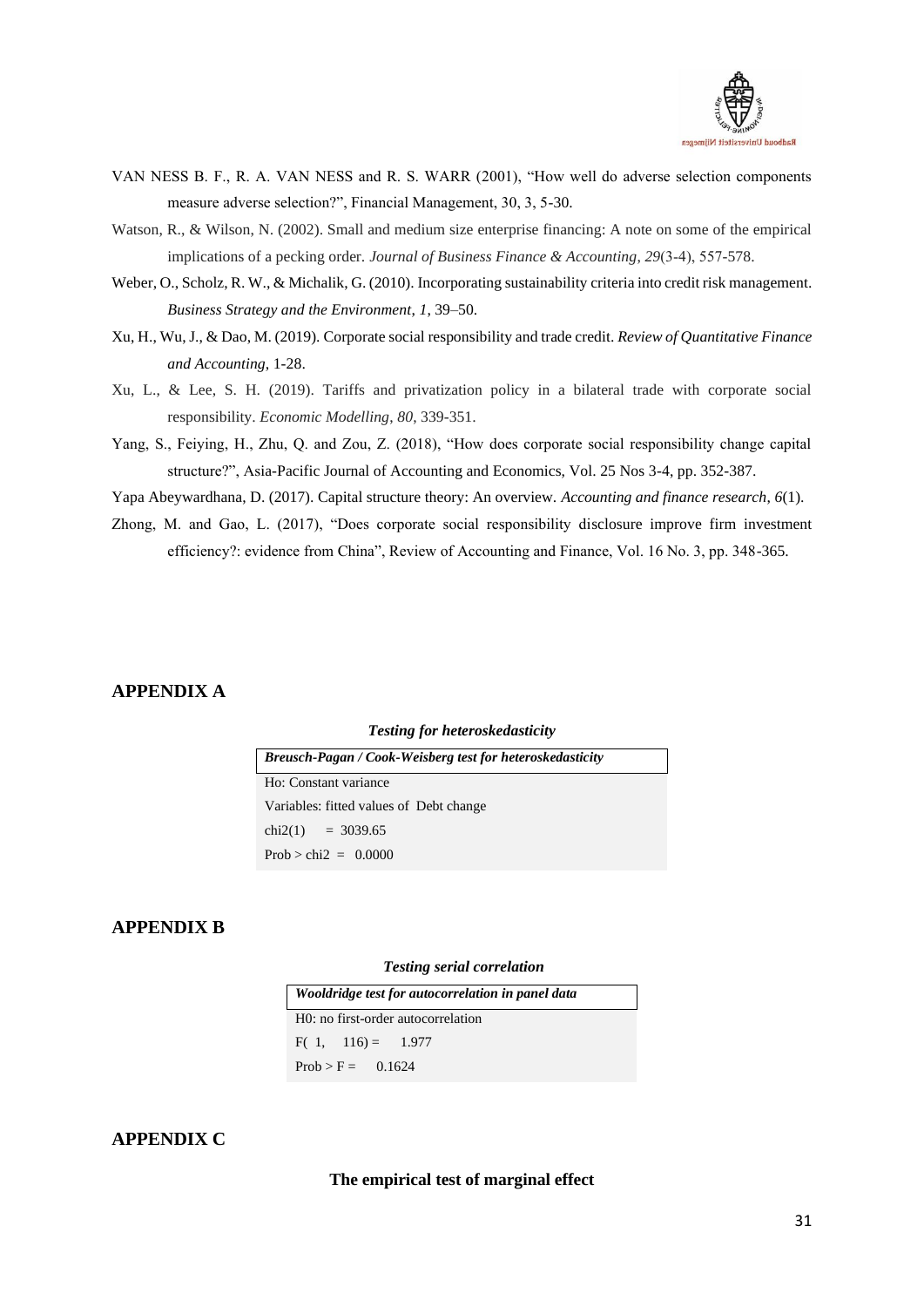VAN NESS B. F., R. A. VAN NESS and R. S. WARR (2001), "How well do adverse selection components measure adverse selection?", Financial Management, 30, 3, 5-30.

Watson, R., & Wilson, N. (2002). Small and medium size enterprise financing: A note on some of the empirical implications of a pecking order. *Journal of Business Finance & Accounting*, *29*(3-4), 557-578.

Weber, O., Scholz, R. W., & Michalik, G. (2010). Incorporating sustainability criteria into credit risk management. *Business Strategy and the Environment*, *1*, 39–50.

Xu, H., Wu, J., & Dao, M. (2019). Corporate social responsibility and trade credit. *Review of Quantitative Finance and Accounting*, 1-28.

Xu, L., & Lee, S. H. (2019). Tariffs and privatization policy in a bilateral trade with corporate social responsibility. *Economic Modelling*, *80*, 339-351.

Yang, S., Feiying, H., Zhu, Q. and Zou, Z. (2018), "How does corporate social responsibility change capital structure?", Asia-Pacific Journal of Accounting and Economics, Vol. 25 Nos 3-4, pp. 352-387.

Yapa Abeywardhana, D. (2017). Capital structure theory: An overview. *Accounting and finance research*, *6*(1).

Zhong, M. and Gao, L. (2017), "Does corporate social responsibility disclosure improve firm investment efficiency?: evidence from China", Review of Accounting and Finance, Vol. 16 No. 3, pp. 348-365.

## APPENDIX A

***Testing for heteroskedasticity***

| ***Breusch-Pagan / Cook-Weisberg test for heteroskedasticity*** |
| --- |
| Ho: Constant variance |
| Variables: fitted values of Debt change |
| chi2(1) = 3039.65 |
| Prob > chi2 = 0.0000 |

## APPENDIX B

***Testing serial correlation***

| ***Wooldridge test for autocorrelation in panel data*** |
| --- |
| H0: no first-order autocorrelation |
| F( 1, 116) = 1.977 |
| Prob > F = 0.1624 |

## APPENDIX C

**The empirical test of marginal effect**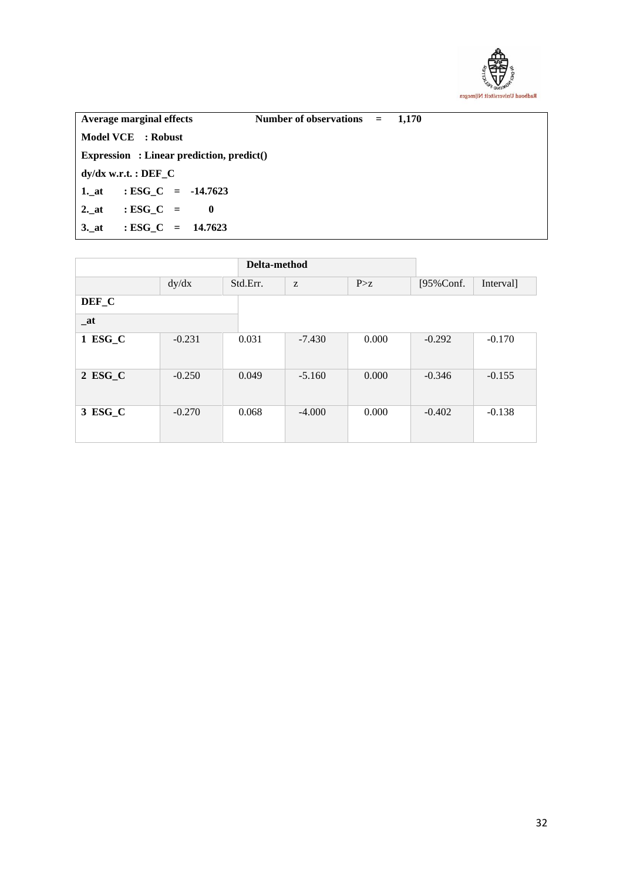| | | | | |
|---|---|---|---|---|
| **Average marginal effects** | | **Number of observations** | **=** | **1,170** |
| **Model VCE : Robust** | | | | |
| **Expression : Linear prediction, predict()** | | | | |
| **dy/dx w.r.t. : DEF_C** | | | | |
| **1._at** | **: ESG_C = -14.7623** | | | |
| **2._at** | **: ESG_C = 0** | | | |
| **3._at** | **: ESG_C = 14.7623** | | | |

| | | **Delta-method** | | | | |
|---|---|---|---|---|---|---|
| | dy/dx | Std.Err. | z | P>z | [95%Conf. | Interval] |
| **DEF_C** | | | | | | |
| **_at** | | | | | | |
| **1 ESG_C** | -0.231 | 0.031 | -7.430 | 0.000 | -0.292 | -0.170 |
| **2 ESG_C** | -0.250 | 0.049 | -5.160 | 0.000 | -0.346 | -0.155 |
| **3 ESG_C** | -0.270 | 0.068 | -4.000 | 0.000 | -0.402 | -0.138 |